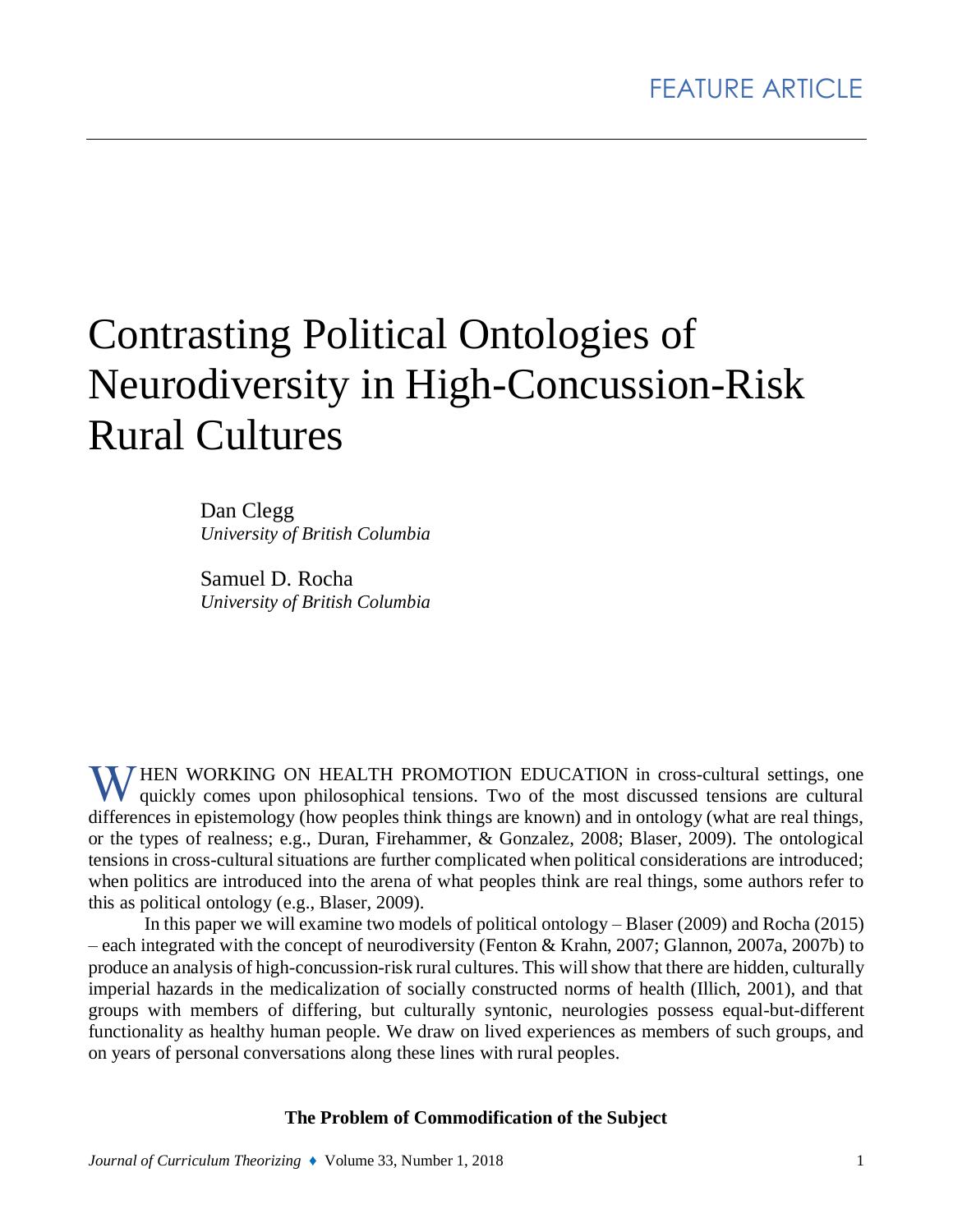FEATURE ARTICLE

# Contrasting Political Ontologies of Neurodiversity in High-Concussion-Risk Rural Cultures

Dan Clegg
*University of British Columbia*

Samuel D. Rocha
*University of British Columbia*

WHEN WORKING ON HEALTH PROMOTION EDUCATION in cross-cultural settings, one quickly comes upon philosophical tensions. Two of the most discussed tensions are cultural differences in epistemology (how peoples think things are known) and in ontology (what are real things, or the types of realness; e.g., Duran, Firehammer, & Gonzalez, 2008; Blaser, 2009). The ontological tensions in cross-cultural situations are further complicated when political considerations are introduced; when politics are introduced into the arena of what peoples think are real things, some authors refer to this as political ontology (e.g., Blaser, 2009).

In this paper we will examine two models of political ontology – Blaser (2009) and Rocha (2015) – each integrated with the concept of neurodiversity (Fenton & Krahn, 2007; Glannon, 2007a, 2007b) to produce an analysis of high-concussion-risk rural cultures. This will show that there are hidden, culturally imperial hazards in the medicalization of socially constructed norms of health (Illich, 2001), and that groups with members of differing, but culturally syntonic, neurologies possess equal-but-different functionality as healthy human people. We draw on lived experiences as members of such groups, and on years of personal conversations along these lines with rural peoples.

### The Problem of Commodification of the Subject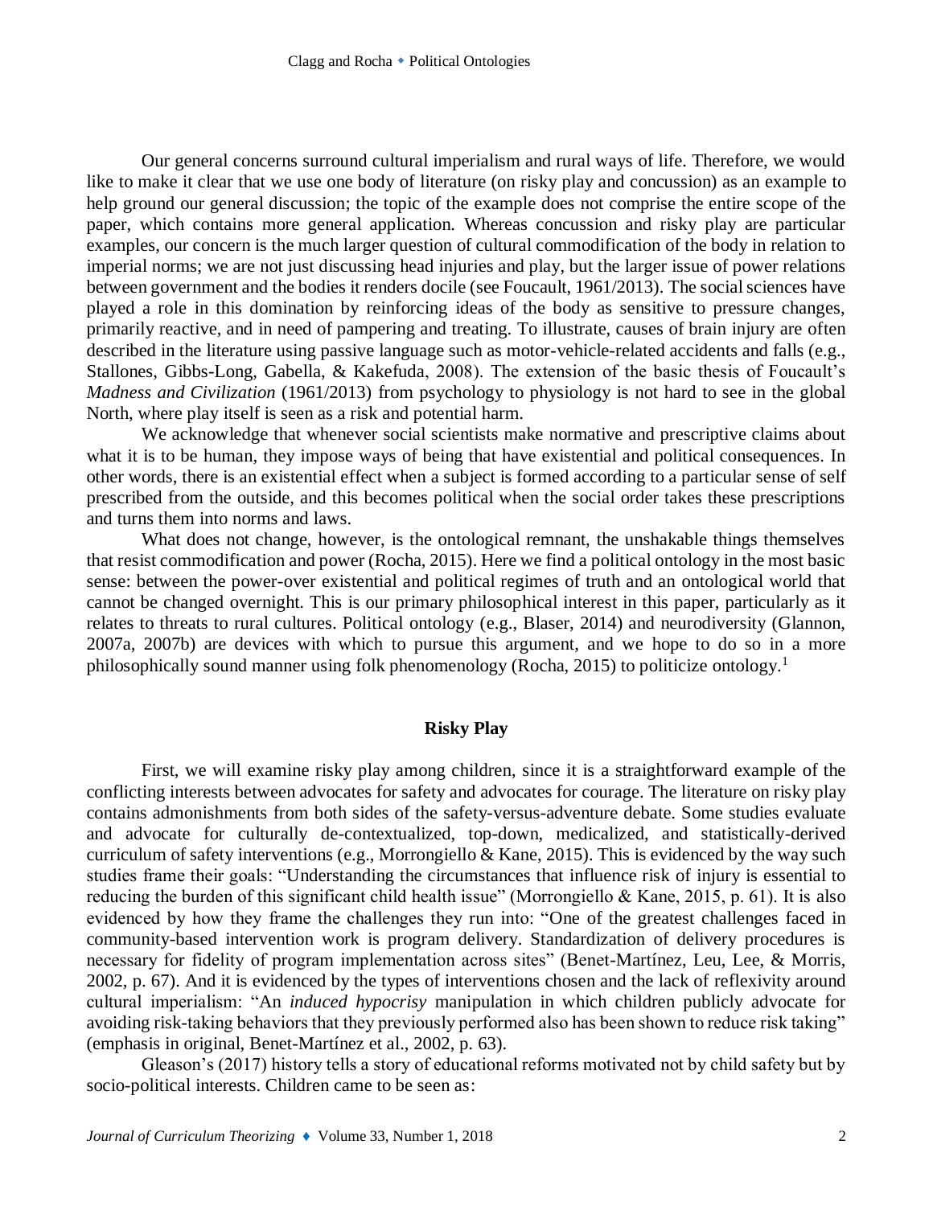Our general concerns surround cultural imperialism and rural ways of life. Therefore, we would like to make it clear that we use one body of literature (on risky play and concussion) as an example to help ground our general discussion; the topic of the example does not comprise the entire scope of the paper, which contains more general application. Whereas concussion and risky play are particular examples, our concern is the much larger question of cultural commodification of the body in relation to imperial norms; we are not just discussing head injuries and play, but the larger issue of power relations between government and the bodies it renders docile (see Foucault, 1961/2013). The social sciences have played a role in this domination by reinforcing ideas of the body as sensitive to pressure changes, primarily reactive, and in need of pampering and treating. To illustrate, causes of brain injury are often described in the literature using passive language such as motor-vehicle-related accidents and falls (e.g., Stallones, Gibbs-Long, Gabella, & Kakefuda, 2008). The extension of the basic thesis of Foucault's *Madness and Civilization* (1961/2013) from psychology to physiology is not hard to see in the global North, where play itself is seen as a risk and potential harm.

We acknowledge that whenever social scientists make normative and prescriptive claims about what it is to be human, they impose ways of being that have existential and political consequences. In other words, there is an existential effect when a subject is formed according to a particular sense of self prescribed from the outside, and this becomes political when the social order takes these prescriptions and turns them into norms and laws.

What does not change, however, is the ontological remnant, the unshakable things themselves that resist commodification and power (Rocha, 2015). Here we find a political ontology in the most basic sense: between the power-over existential and political regimes of truth and an ontological world that cannot be changed overnight. This is our primary philosophical interest in this paper, particularly as it relates to threats to rural cultures. Political ontology (e.g., Blaser, 2014) and neurodiversity (Glannon, 2007a, 2007b) are devices with which to pursue this argument, and we hope to do so in a more philosophically sound manner using folk phenomenology (Rocha, 2015) to politicize ontology.[1]

## Risky Play

First, we will examine risky play among children, since it is a straightforward example of the conflicting interests between advocates for safety and advocates for courage. The literature on risky play contains admonishments from both sides of the safety-versus-adventure debate. Some studies evaluate and advocate for culturally de-contextualized, top-down, medicalized, and statistically-derived curriculum of safety interventions (e.g., Morrongiello & Kane, 2015). This is evidenced by the way such studies frame their goals: "Understanding the circumstances that influence risk of injury is essential to reducing the burden of this significant child health issue" (Morrongiello & Kane, 2015, p. 61). It is also evidenced by how they frame the challenges they run into: "One of the greatest challenges faced in community-based intervention work is program delivery. Standardization of delivery procedures is necessary for fidelity of program implementation across sites" (Benet-Martínez, Leu, Lee, & Morris, 2002, p. 67). And it is evidenced by the types of interventions chosen and the lack of reflexivity around cultural imperialism: "An *induced hypocrisy* manipulation in which children publicly advocate for avoiding risk-taking behaviors that they previously performed also has been shown to reduce risk taking" (emphasis in original, Benet-Martínez et al., 2002, p. 63).

Gleason's (2017) history tells a story of educational reforms motivated not by child safety but by socio-political interests. Children came to be seen as: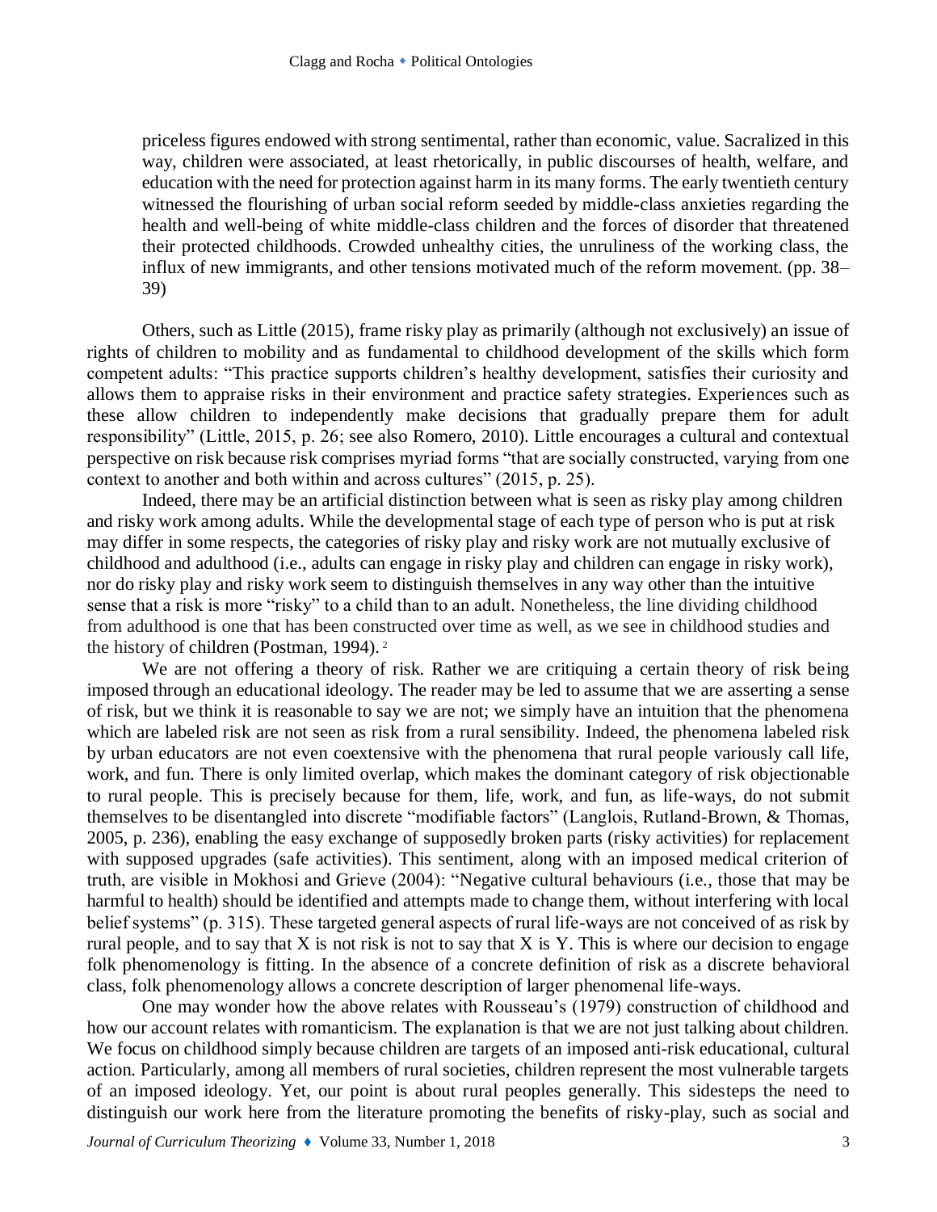> priceless figures endowed with strong sentimental, rather than economic, value. Sacralized in this way, children were associated, at least rhetorically, in public discourses of health, welfare, and education with the need for protection against harm in its many forms. The early twentieth century witnessed the flourishing of urban social reform seeded by middle-class anxieties regarding the health and well-being of white middle-class children and the forces of disorder that threatened their protected childhoods. Crowded unhealthy cities, the unruliness of the working class, the influx of new immigrants, and other tensions motivated much of the reform movement. (pp. 38–39)

Others, such as Little (2015), frame risky play as primarily (although not exclusively) an issue of rights of children to mobility and as fundamental to childhood development of the skills which form competent adults: "This practice supports children's healthy development, satisfies their curiosity and allows them to appraise risks in their environment and practice safety strategies. Experiences such as these allow children to independently make decisions that gradually prepare them for adult responsibility" (Little, 2015, p. 26; see also Romero, 2010). Little encourages a cultural and contextual perspective on risk because risk comprises myriad forms "that are socially constructed, varying from one context to another and both within and across cultures" (2015, p. 25).

Indeed, there may be an artificial distinction between what is seen as risky play among children and risky work among adults. While the developmental stage of each type of person who is put at risk may differ in some respects, the categories of risky play and risky work are not mutually exclusive of childhood and adulthood (i.e., adults can engage in risky play and children can engage in risky work), nor do risky play and risky work seem to distinguish themselves in any way other than the intuitive sense that a risk is more "risky" to a child than to an adult. Nonetheless, the line dividing childhood from adulthood is one that has been constructed over time as well, as we see in childhood studies and the history of children (Postman, 1994). [2]

We are not offering a theory of risk. Rather we are critiquing a certain theory of risk being imposed through an educational ideology. The reader may be led to assume that we are asserting a sense of risk, but we think it is reasonable to say we are not; we simply have an intuition that the phenomena which are labeled risk are not seen as risk from a rural sensibility. Indeed, the phenomena labeled risk by urban educators are not even coextensive with the phenomena that rural people variously call life, work, and fun. There is only limited overlap, which makes the dominant category of risk objectionable to rural people. This is precisely because for them, life, work, and fun, as life-ways, do not submit themselves to be disentangled into discrete "modifiable factors" (Langlois, Rutland-Brown, & Thomas, 2005, p. 236), enabling the easy exchange of supposedly broken parts (risky activities) for replacement with supposed upgrades (safe activities). This sentiment, along with an imposed medical criterion of truth, are visible in Mokhosi and Grieve (2004): "Negative cultural behaviours (i.e., those that may be harmful to health) should be identified and attempts made to change them, without interfering with local belief systems" (p. 315). These targeted general aspects of rural life-ways are not conceived of as risk by rural people, and to say that X is not risk is not to say that X is Y. This is where our decision to engage folk phenomenology is fitting. In the absence of a concrete definition of risk as a discrete behavioral class, folk phenomenology allows a concrete description of larger phenomenal life-ways.

One may wonder how the above relates with Rousseau's (1979) construction of childhood and how our account relates with romanticism. The explanation is that we are not just talking about children. We focus on childhood simply because children are targets of an imposed anti-risk educational, cultural action. Particularly, among all members of rural societies, children represent the most vulnerable targets of an imposed ideology. Yet, our point is about rural peoples generally. This sidesteps the need to distinguish our work here from the literature promoting the benefits of risky-play, such as social and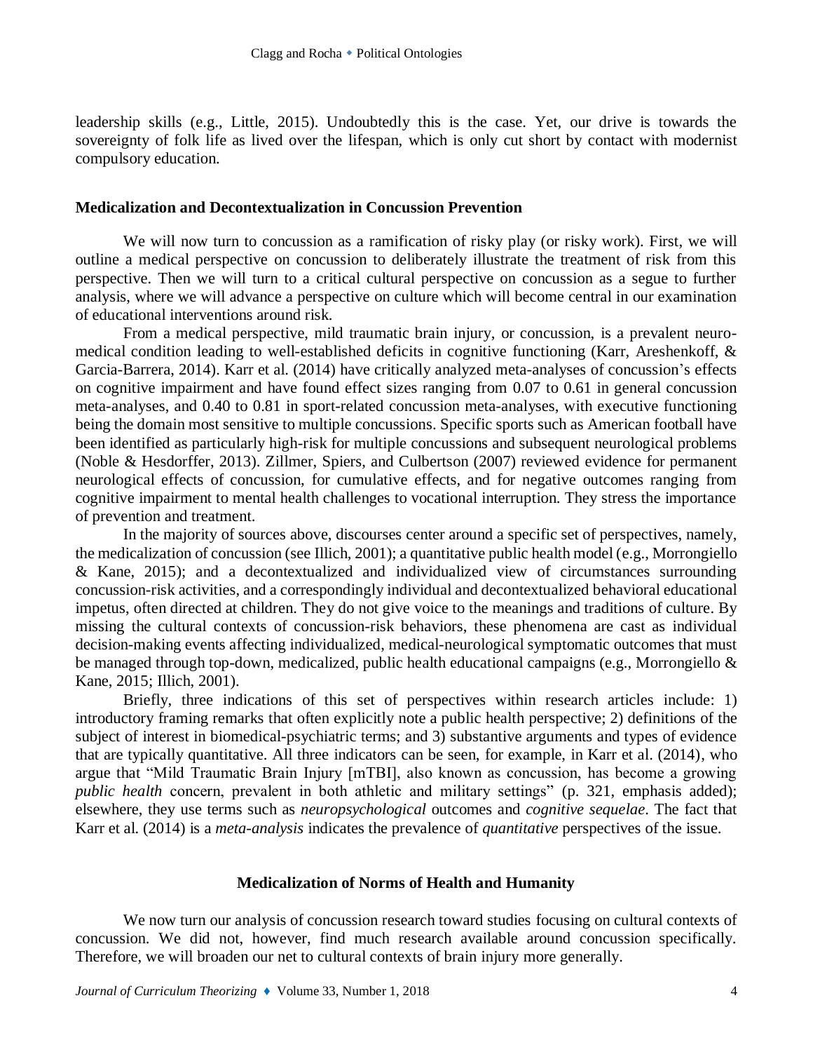leadership skills (e.g., Little, 2015). Undoubtedly this is the case. Yet, our drive is towards the sovereignty of folk life as lived over the lifespan, which is only cut short by contact with modernist compulsory education.

### Medicalization and Decontextualization in Concussion Prevention

We will now turn to concussion as a ramification of risky play (or risky work). First, we will outline a medical perspective on concussion to deliberately illustrate the treatment of risk from this perspective. Then we will turn to a critical cultural perspective on concussion as a segue to further analysis, where we will advance a perspective on culture which will become central in our examination of educational interventions around risk.

From a medical perspective, mild traumatic brain injury, or concussion, is a prevalent neuro-medical condition leading to well-established deficits in cognitive functioning (Karr, Areshenkoff, & Garcia-Barrera, 2014). Karr et al. (2014) have critically analyzed meta-analyses of concussion's effects on cognitive impairment and have found effect sizes ranging from 0.07 to 0.61 in general concussion meta-analyses, and 0.40 to 0.81 in sport-related concussion meta-analyses, with executive functioning being the domain most sensitive to multiple concussions. Specific sports such as American football have been identified as particularly high-risk for multiple concussions and subsequent neurological problems (Noble & Hesdorffer, 2013). Zillmer, Spiers, and Culbertson (2007) reviewed evidence for permanent neurological effects of concussion, for cumulative effects, and for negative outcomes ranging from cognitive impairment to mental health challenges to vocational interruption. They stress the importance of prevention and treatment.

In the majority of sources above, discourses center around a specific set of perspectives, namely, the medicalization of concussion (see Illich, 2001); a quantitative public health model (e.g., Morrongiello & Kane, 2015); and a decontextualized and individualized view of circumstances surrounding concussion-risk activities, and a correspondingly individual and decontextualized behavioral educational impetus, often directed at children. They do not give voice to the meanings and traditions of culture. By missing the cultural contexts of concussion-risk behaviors, these phenomena are cast as individual decision-making events affecting individualized, medical-neurological symptomatic outcomes that must be managed through top-down, medicalized, public health educational campaigns (e.g., Morrongiello & Kane, 2015; Illich, 2001).

Briefly, three indications of this set of perspectives within research articles include: 1) introductory framing remarks that often explicitly note a public health perspective; 2) definitions of the subject of interest in biomedical-psychiatric terms; and 3) substantive arguments and types of evidence that are typically quantitative. All three indicators can be seen, for example, in Karr et al. (2014), who argue that "Mild Traumatic Brain Injury [mTBI], also known as concussion, has become a growing *public health* concern, prevalent in both athletic and military settings" (p. 321, emphasis added); elsewhere, they use terms such as *neuropsychological* outcomes and *cognitive sequelae*. The fact that Karr et al. (2014) is a *meta-analysis* indicates the prevalence of *quantitative* perspectives of the issue.

### Medicalization of Norms of Health and Humanity

We now turn our analysis of concussion research toward studies focusing on cultural contexts of concussion. We did not, however, find much research available around concussion specifically. Therefore, we will broaden our net to cultural contexts of brain injury more generally.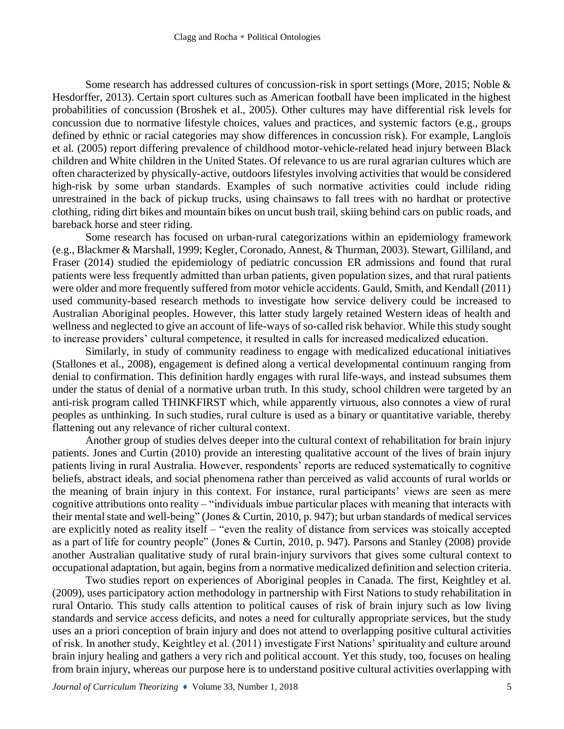Some research has addressed cultures of concussion-risk in sport settings (More, 2015; Noble & Hesdorffer, 2013). Certain sport cultures such as American football have been implicated in the highest probabilities of concussion (Broshek et al., 2005). Other cultures may have differential risk levels for concussion due to normative lifestyle choices, values and practices, and systemic factors (e.g., groups defined by ethnic or racial categories may show differences in concussion risk). For example, Langlois et al. (2005) report differing prevalence of childhood motor-vehicle-related head injury between Black children and White children in the United States. Of relevance to us are rural agrarian cultures which are often characterized by physically-active, outdoors lifestyles involving activities that would be considered high-risk by some urban standards. Examples of such normative activities could include riding unrestrained in the back of pickup trucks, using chainsaws to fall trees with no hardhat or protective clothing, riding dirt bikes and mountain bikes on uncut bush trail, skiing behind cars on public roads, and bareback horse and steer riding.

Some research has focused on urban-rural categorizations within an epidemiology framework (e.g., Blackmer & Marshall, 1999; Kegler, Coronado, Annest, & Thurman, 2003). Stewart, Gilliland, and Fraser (2014) studied the epidemiology of pediatric concussion ER admissions and found that rural patients were less frequently admitted than urban patients, given population sizes, and that rural patients were older and more frequently suffered from motor vehicle accidents. Gauld, Smith, and Kendall (2011) used community-based research methods to investigate how service delivery could be increased to Australian Aboriginal peoples. However, this latter study largely retained Western ideas of health and wellness and neglected to give an account of life-ways of so-called risk behavior. While this study sought to increase providers' cultural competence, it resulted in calls for increased medicalized education.

Similarly, in study of community readiness to engage with medicalized educational initiatives (Stallones et al., 2008), engagement is defined along a vertical developmental continuum ranging from denial to confirmation. This definition hardly engages with rural life-ways, and instead subsumes them under the status of denial of a normative urban truth. In this study, school children were targeted by an anti-risk program called THINKFIRST which, while apparently virtuous, also connotes a view of rural peoples as unthinking. In such studies, rural culture is used as a binary or quantitative variable, thereby flattening out any relevance of richer cultural context.

Another group of studies delves deeper into the cultural context of rehabilitation for brain injury patients. Jones and Curtin (2010) provide an interesting qualitative account of the lives of brain injury patients living in rural Australia. However, respondents' reports are reduced systematically to cognitive beliefs, abstract ideals, and social phenomena rather than perceived as valid accounts of rural worlds or the meaning of brain injury in this context. For instance, rural participants' views are seen as mere cognitive attributions onto reality – "individuals imbue particular places with meaning that interacts with their mental state and well-being" (Jones & Curtin, 2010, p. 947); but urban standards of medical services are explicitly noted as reality itself – "even the reality of distance from services was stoically accepted as a part of life for country people" (Jones & Curtin, 2010, p. 947). Parsons and Stanley (2008) provide another Australian qualitative study of rural brain-injury survivors that gives some cultural context to occupational adaptation, but again, begins from a normative medicalized definition and selection criteria.

Two studies report on experiences of Aboriginal peoples in Canada. The first, Keightley et al. (2009), uses participatory action methodology in partnership with First Nations to study rehabilitation in rural Ontario. This study calls attention to political causes of risk of brain injury such as low living standards and service access deficits, and notes a need for culturally appropriate services, but the study uses an a priori conception of brain injury and does not attend to overlapping positive cultural activities of risk. In another study, Keightley et al. (2011) investigate First Nations' spirituality and culture around brain injury healing and gathers a very rich and political account. Yet this study, too, focuses on healing from brain injury, whereas our purpose here is to understand positive cultural activities overlapping with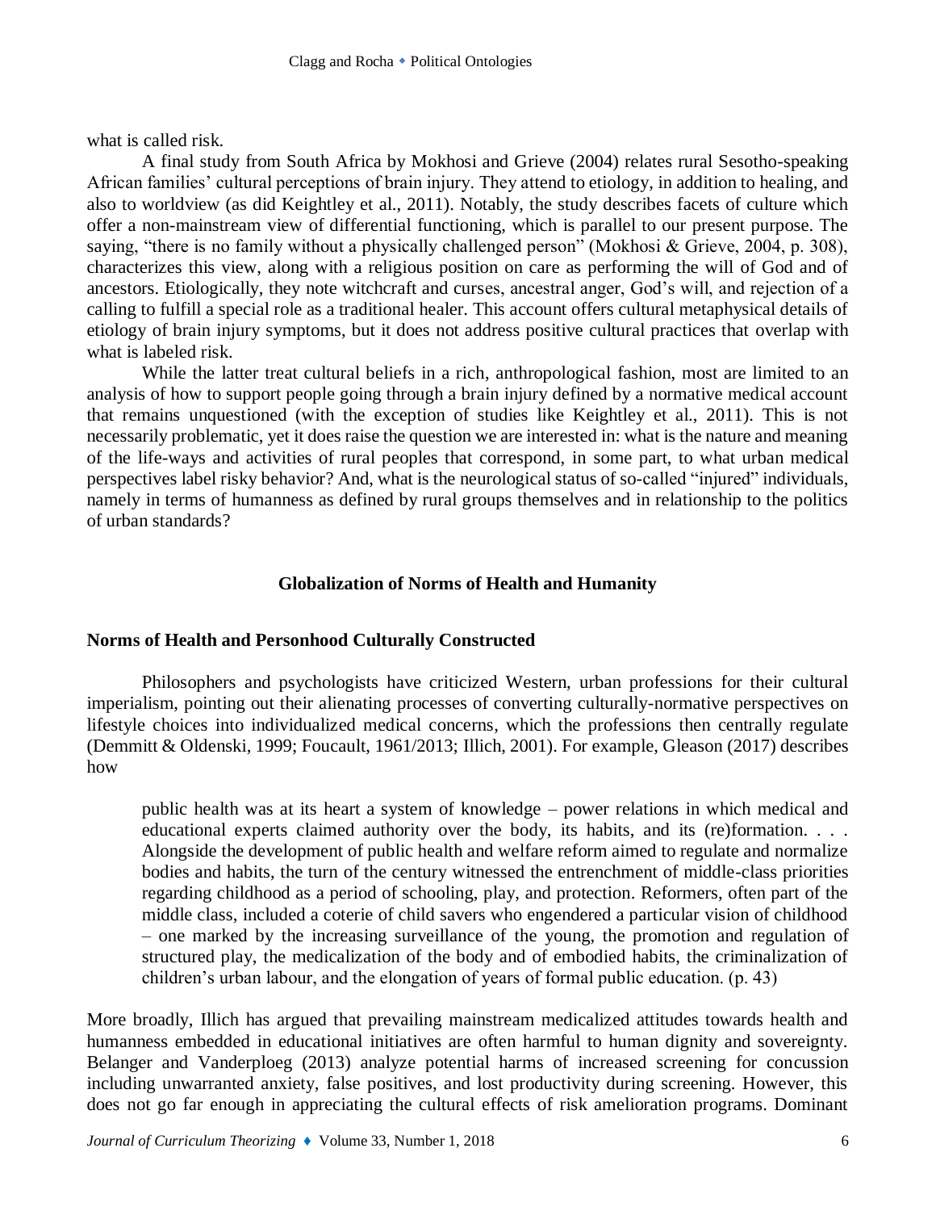what is called risk.

A final study from South Africa by Mokhosi and Grieve (2004) relates rural Sesotho-speaking African families' cultural perceptions of brain injury. They attend to etiology, in addition to healing, and also to worldview (as did Keightley et al., 2011). Notably, the study describes facets of culture which offer a non-mainstream view of differential functioning, which is parallel to our present purpose. The saying, "there is no family without a physically challenged person" (Mokhosi & Grieve, 2004, p. 308), characterizes this view, along with a religious position on care as performing the will of God and of ancestors. Etiologically, they note witchcraft and curses, ancestral anger, God's will, and rejection of a calling to fulfill a special role as a traditional healer. This account offers cultural metaphysical details of etiology of brain injury symptoms, but it does not address positive cultural practices that overlap with what is labeled risk.

While the latter treat cultural beliefs in a rich, anthropological fashion, most are limited to an analysis of how to support people going through a brain injury defined by a normative medical account that remains unquestioned (with the exception of studies like Keightley et al., 2011). This is not necessarily problematic, yet it does raise the question we are interested in: what is the nature and meaning of the life-ways and activities of rural peoples that correspond, in some part, to what urban medical perspectives label risky behavior? And, what is the neurological status of so-called "injured" individuals, namely in terms of humanness as defined by rural groups themselves and in relationship to the politics of urban standards?

## Globalization of Norms of Health and Humanity

### Norms of Health and Personhood Culturally Constructed

Philosophers and psychologists have criticized Western, urban professions for their cultural imperialism, pointing out their alienating processes of converting culturally-normative perspectives on lifestyle choices into individualized medical concerns, which the professions then centrally regulate (Demmitt & Oldenski, 1999; Foucault, 1961/2013; Illich, 2001). For example, Gleason (2017) describes how

> public health was at its heart a system of knowledge – power relations in which medical and educational experts claimed authority over the body, its habits, and its (re)formation. . . . Alongside the development of public health and welfare reform aimed to regulate and normalize bodies and habits, the turn of the century witnessed the entrenchment of middle-class priorities regarding childhood as a period of schooling, play, and protection. Reformers, often part of the middle class, included a coterie of child savers who engendered a particular vision of childhood – one marked by the increasing surveillance of the young, the promotion and regulation of structured play, the medicalization of the body and of embodied habits, the criminalization of children's urban labour, and the elongation of years of formal public education. (p. 43)

More broadly, Illich has argued that prevailing mainstream medicalized attitudes towards health and humanness embedded in educational initiatives are often harmful to human dignity and sovereignty. Belanger and Vanderploeg (2013) analyze potential harms of increased screening for concussion including unwarranted anxiety, false positives, and lost productivity during screening. However, this does not go far enough in appreciating the cultural effects of risk amelioration programs. Dominant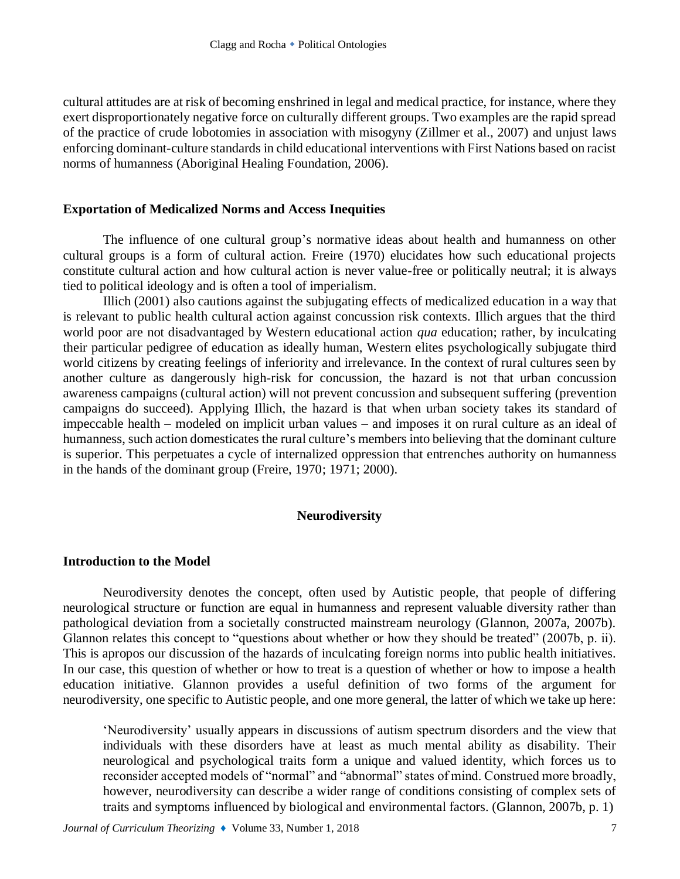cultural attitudes are at risk of becoming enshrined in legal and medical practice, for instance, where they exert disproportionately negative force on culturally different groups. Two examples are the rapid spread of the practice of crude lobotomies in association with misogyny (Zillmer et al., 2007) and unjust laws enforcing dominant-culture standards in child educational interventions with First Nations based on racist norms of humanness (Aboriginal Healing Foundation, 2006).

### Exportation of Medicalized Norms and Access Inequities

The influence of one cultural group's normative ideas about health and humanness on other cultural groups is a form of cultural action. Freire (1970) elucidates how such educational projects constitute cultural action and how cultural action is never value-free or politically neutral; it is always tied to political ideology and is often a tool of imperialism.

Illich (2001) also cautions against the subjugating effects of medicalized education in a way that is relevant to public health cultural action against concussion risk contexts. Illich argues that the third world poor are not disadvantaged by Western educational action *qua* education; rather, by inculcating their particular pedigree of education as ideally human, Western elites psychologically subjugate third world citizens by creating feelings of inferiority and irrelevance. In the context of rural cultures seen by another culture as dangerously high-risk for concussion, the hazard is not that urban concussion awareness campaigns (cultural action) will not prevent concussion and subsequent suffering (prevention campaigns do succeed). Applying Illich, the hazard is that when urban society takes its standard of impeccable health – modeled on implicit urban values – and imposes it on rural culture as an ideal of humanness, such action domesticates the rural culture's members into believing that the dominant culture is superior. This perpetuates a cycle of internalized oppression that entrenches authority on humanness in the hands of the dominant group (Freire, 1970; 1971; 2000).

## Neurodiversity

### Introduction to the Model

Neurodiversity denotes the concept, often used by Autistic people, that people of differing neurological structure or function are equal in humanness and represent valuable diversity rather than pathological deviation from a societally constructed mainstream neurology (Glannon, 2007a, 2007b). Glannon relates this concept to "questions about whether or how they should be treated" (2007b, p. ii). This is apropos our discussion of the hazards of inculcating foreign norms into public health initiatives. In our case, this question of whether or how to treat is a question of whether or how to impose a health education initiative. Glannon provides a useful definition of two forms of the argument for neurodiversity, one specific to Autistic people, and one more general, the latter of which we take up here:

> 'Neurodiversity' usually appears in discussions of autism spectrum disorders and the view that individuals with these disorders have at least as much mental ability as disability. Their neurological and psychological traits form a unique and valued identity, which forces us to reconsider accepted models of "normal" and "abnormal" states of mind. Construed more broadly, however, neurodiversity can describe a wider range of conditions consisting of complex sets of traits and symptoms influenced by biological and environmental factors. (Glannon, 2007b, p. 1)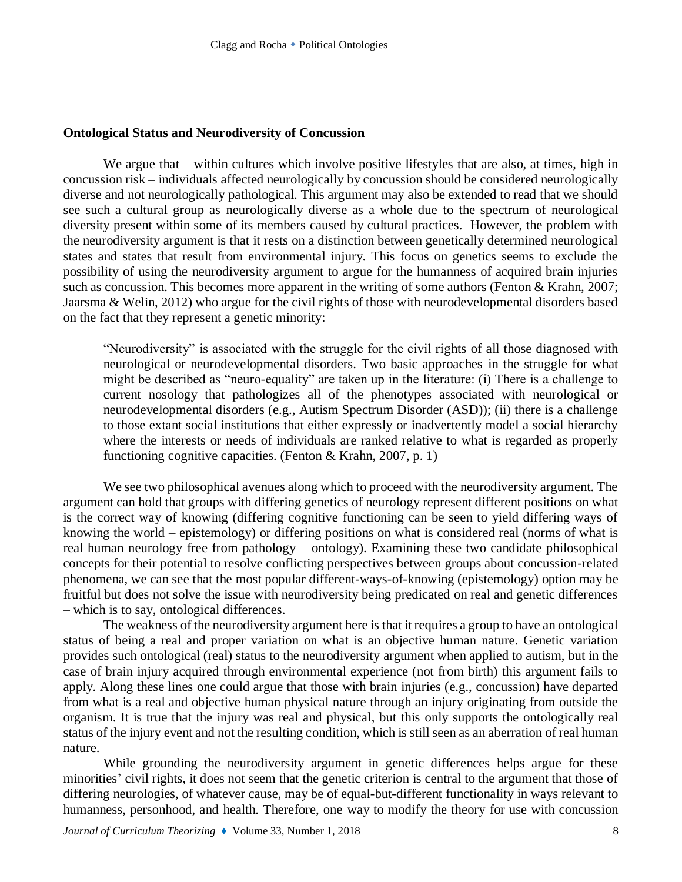**Ontological Status and Neurodiversity of Concussion**

We argue that – within cultures which involve positive lifestyles that are also, at times, high in concussion risk – individuals affected neurologically by concussion should be considered neurologically diverse and not neurologically pathological. This argument may also be extended to read that we should see such a cultural group as neurologically diverse as a whole due to the spectrum of neurological diversity present within some of its members caused by cultural practices. However, the problem with the neurodiversity argument is that it rests on a distinction between genetically determined neurological states and states that result from environmental injury. This focus on genetics seems to exclude the possibility of using the neurodiversity argument to argue for the humanness of acquired brain injuries such as concussion. This becomes more apparent in the writing of some authors (Fenton & Krahn, 2007; Jaarsma & Welin, 2012) who argue for the civil rights of those with neurodevelopmental disorders based on the fact that they represent a genetic minority:

> "Neurodiversity" is associated with the struggle for the civil rights of all those diagnosed with neurological or neurodevelopmental disorders. Two basic approaches in the struggle for what might be described as "neuro-equality" are taken up in the literature: (i) There is a challenge to current nosology that pathologizes all of the phenotypes associated with neurological or neurodevelopmental disorders (e.g., Autism Spectrum Disorder (ASD)); (ii) there is a challenge to those extant social institutions that either expressly or inadvertently model a social hierarchy where the interests or needs of individuals are ranked relative to what is regarded as properly functioning cognitive capacities. (Fenton & Krahn, 2007, p. 1)

We see two philosophical avenues along which to proceed with the neurodiversity argument. The argument can hold that groups with differing genetics of neurology represent different positions on what is the correct way of knowing (differing cognitive functioning can be seen to yield differing ways of knowing the world – epistemology) or differing positions on what is considered real (norms of what is real human neurology free from pathology – ontology). Examining these two candidate philosophical concepts for their potential to resolve conflicting perspectives between groups about concussion-related phenomena, we can see that the most popular different-ways-of-knowing (epistemology) option may be fruitful but does not solve the issue with neurodiversity being predicated on real and genetic differences – which is to say, ontological differences.

The weakness of the neurodiversity argument here is that it requires a group to have an ontological status of being a real and proper variation on what is an objective human nature. Genetic variation provides such ontological (real) status to the neurodiversity argument when applied to autism, but in the case of brain injury acquired through environmental experience (not from birth) this argument fails to apply. Along these lines one could argue that those with brain injuries (e.g., concussion) have departed from what is a real and objective human physical nature through an injury originating from outside the organism. It is true that the injury was real and physical, but this only supports the ontologically real status of the injury event and not the resulting condition, which is still seen as an aberration of real human nature.

While grounding the neurodiversity argument in genetic differences helps argue for these minorities' civil rights, it does not seem that the genetic criterion is central to the argument that those of differing neurologies, of whatever cause, may be of equal-but-different functionality in ways relevant to humanness, personhood, and health. Therefore, one way to modify the theory for use with concussion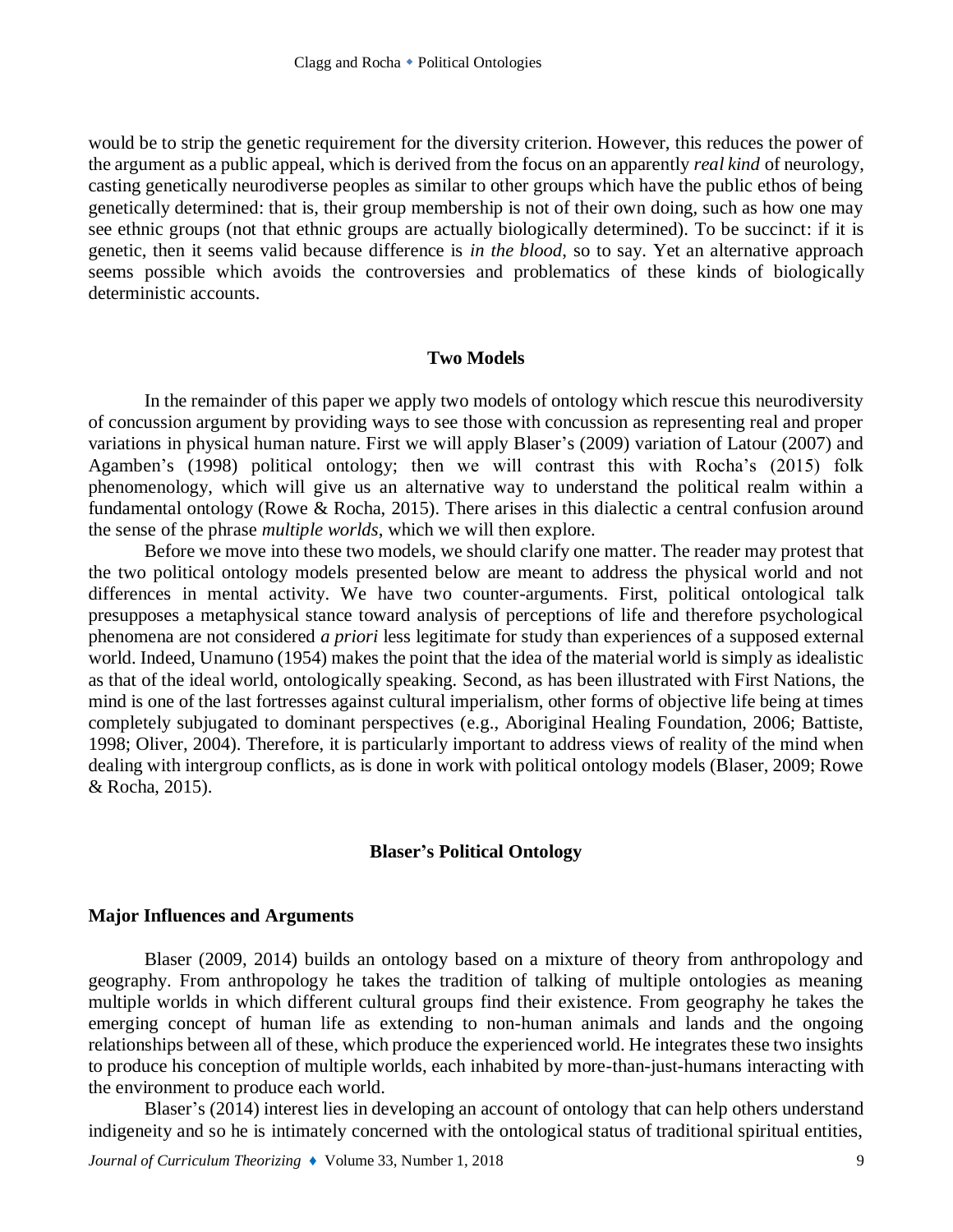would be to strip the genetic requirement for the diversity criterion. However, this reduces the power of the argument as a public appeal, which is derived from the focus on an apparently *real kind* of neurology, casting genetically neurodiverse peoples as similar to other groups which have the public ethos of being genetically determined: that is, their group membership is not of their own doing, such as how one may see ethnic groups (not that ethnic groups are actually biologically determined). To be succinct: if it is genetic, then it seems valid because difference is *in the blood*, so to say. Yet an alternative approach seems possible which avoids the controversies and problematics of these kinds of biologically deterministic accounts.

## Two Models

In the remainder of this paper we apply two models of ontology which rescue this neurodiversity of concussion argument by providing ways to see those with concussion as representing real and proper variations in physical human nature. First we will apply Blaser's (2009) variation of Latour (2007) and Agamben's (1998) political ontology; then we will contrast this with Rocha's (2015) folk phenomenology, which will give us an alternative way to understand the political realm within a fundamental ontology (Rowe & Rocha, 2015). There arises in this dialectic a central confusion around the sense of the phrase *multiple worlds*, which we will then explore.

Before we move into these two models, we should clarify one matter. The reader may protest that the two political ontology models presented below are meant to address the physical world and not differences in mental activity. We have two counter-arguments. First, political ontological talk presupposes a metaphysical stance toward analysis of perceptions of life and therefore psychological phenomena are not considered *a priori* less legitimate for study than experiences of a supposed external world. Indeed, Unamuno (1954) makes the point that the idea of the material world is simply as idealistic as that of the ideal world, ontologically speaking. Second, as has been illustrated with First Nations, the mind is one of the last fortresses against cultural imperialism, other forms of objective life being at times completely subjugated to dominant perspectives (e.g., Aboriginal Healing Foundation, 2006; Battiste, 1998; Oliver, 2004). Therefore, it is particularly important to address views of reality of the mind when dealing with intergroup conflicts, as is done in work with political ontology models (Blaser, 2009; Rowe & Rocha, 2015).

## Blaser's Political Ontology

### Major Influences and Arguments

Blaser (2009, 2014) builds an ontology based on a mixture of theory from anthropology and geography. From anthropology he takes the tradition of talking of multiple ontologies as meaning multiple worlds in which different cultural groups find their existence. From geography he takes the emerging concept of human life as extending to non-human animals and lands and the ongoing relationships between all of these, which produce the experienced world. He integrates these two insights to produce his conception of multiple worlds, each inhabited by more-than-just-humans interacting with the environment to produce each world.

Blaser's (2014) interest lies in developing an account of ontology that can help others understand indigeneity and so he is intimately concerned with the ontological status of traditional spiritual entities,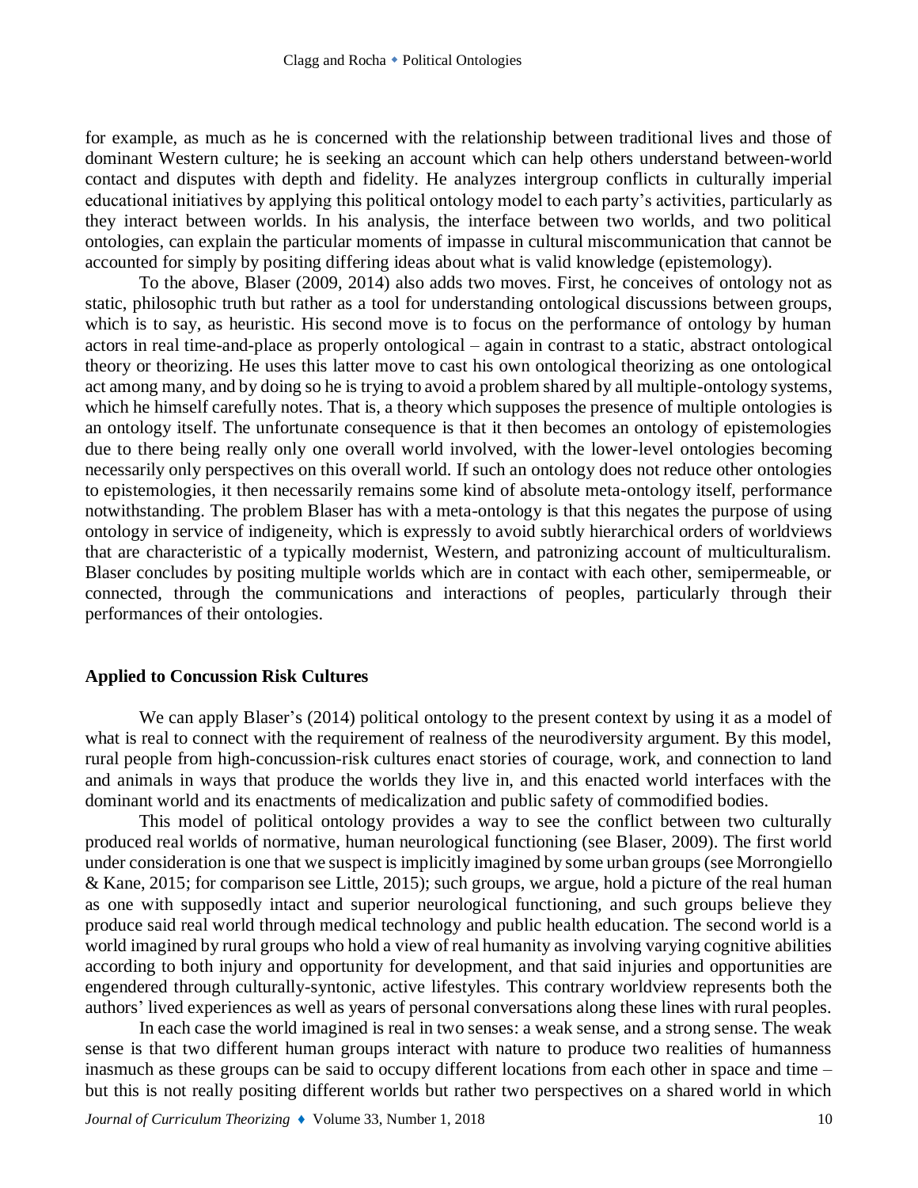for example, as much as he is concerned with the relationship between traditional lives and those of dominant Western culture; he is seeking an account which can help others understand between-world contact and disputes with depth and fidelity. He analyzes intergroup conflicts in culturally imperial educational initiatives by applying this political ontology model to each party's activities, particularly as they interact between worlds. In his analysis, the interface between two worlds, and two political ontologies, can explain the particular moments of impasse in cultural miscommunication that cannot be accounted for simply by positing differing ideas about what is valid knowledge (epistemology).

To the above, Blaser (2009, 2014) also adds two moves. First, he conceives of ontology not as static, philosophic truth but rather as a tool for understanding ontological discussions between groups, which is to say, as heuristic. His second move is to focus on the performance of ontology by human actors in real time-and-place as properly ontological – again in contrast to a static, abstract ontological theory or theorizing. He uses this latter move to cast his own ontological theorizing as one ontological act among many, and by doing so he is trying to avoid a problem shared by all multiple-ontology systems, which he himself carefully notes. That is, a theory which supposes the presence of multiple ontologies is an ontology itself. The unfortunate consequence is that it then becomes an ontology of epistemologies due to there being really only one overall world involved, with the lower-level ontologies becoming necessarily only perspectives on this overall world. If such an ontology does not reduce other ontologies to epistemologies, it then necessarily remains some kind of absolute meta-ontology itself, performance notwithstanding. The problem Blaser has with a meta-ontology is that this negates the purpose of using ontology in service of indigeneity, which is expressly to avoid subtly hierarchical orders of worldviews that are characteristic of a typically modernist, Western, and patronizing account of multiculturalism. Blaser concludes by positing multiple worlds which are in contact with each other, semipermeable, or connected, through the communications and interactions of peoples, particularly through their performances of their ontologies.

### Applied to Concussion Risk Cultures

We can apply Blaser's (2014) political ontology to the present context by using it as a model of what is real to connect with the requirement of realness of the neurodiversity argument. By this model, rural people from high-concussion-risk cultures enact stories of courage, work, and connection to land and animals in ways that produce the worlds they live in, and this enacted world interfaces with the dominant world and its enactments of medicalization and public safety of commodified bodies.

This model of political ontology provides a way to see the conflict between two culturally produced real worlds of normative, human neurological functioning (see Blaser, 2009). The first world under consideration is one that we suspect is implicitly imagined by some urban groups (see Morrongiello & Kane, 2015; for comparison see Little, 2015); such groups, we argue, hold a picture of the real human as one with supposedly intact and superior neurological functioning, and such groups believe they produce said real world through medical technology and public health education. The second world is a world imagined by rural groups who hold a view of real humanity as involving varying cognitive abilities according to both injury and opportunity for development, and that said injuries and opportunities are engendered through culturally-syntonic, active lifestyles. This contrary worldview represents both the authors' lived experiences as well as years of personal conversations along these lines with rural peoples.

In each case the world imagined is real in two senses: a weak sense, and a strong sense. The weak sense is that two different human groups interact with nature to produce two realities of humanness inasmuch as these groups can be said to occupy different locations from each other in space and time – but this is not really positing different worlds but rather two perspectives on a shared world in which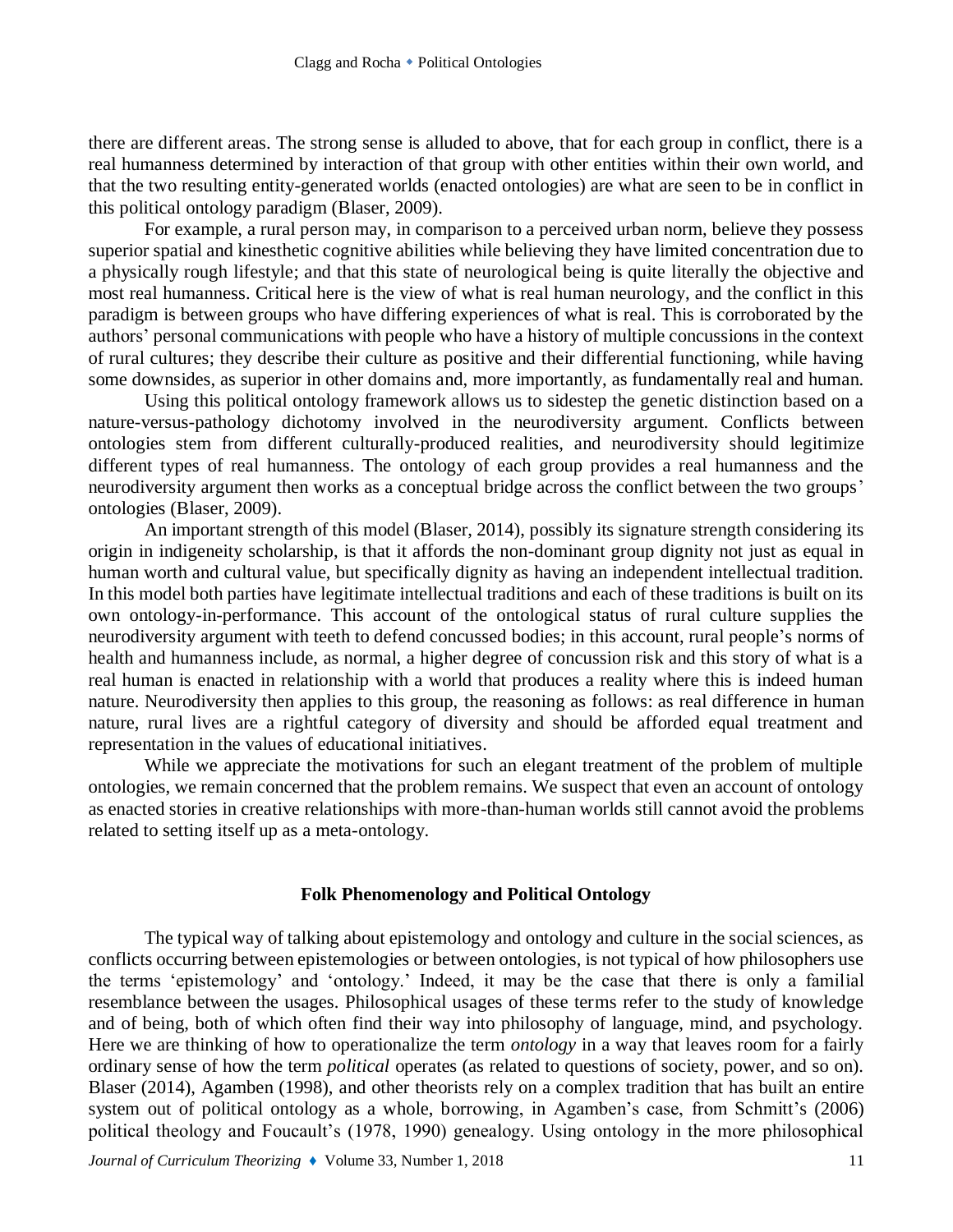there are different areas. The strong sense is alluded to above, that for each group in conflict, there is a real humanness determined by interaction of that group with other entities within their own world, and that the two resulting entity-generated worlds (enacted ontologies) are what are seen to be in conflict in this political ontology paradigm (Blaser, 2009).

For example, a rural person may, in comparison to a perceived urban norm, believe they possess superior spatial and kinesthetic cognitive abilities while believing they have limited concentration due to a physically rough lifestyle; and that this state of neurological being is quite literally the objective and most real humanness. Critical here is the view of what is real human neurology, and the conflict in this paradigm is between groups who have differing experiences of what is real. This is corroborated by the authors' personal communications with people who have a history of multiple concussions in the context of rural cultures; they describe their culture as positive and their differential functioning, while having some downsides, as superior in other domains and, more importantly, as fundamentally real and human.

Using this political ontology framework allows us to sidestep the genetic distinction based on a nature-versus-pathology dichotomy involved in the neurodiversity argument. Conflicts between ontologies stem from different culturally-produced realities, and neurodiversity should legitimize different types of real humanness. The ontology of each group provides a real humanness and the neurodiversity argument then works as a conceptual bridge across the conflict between the two groups' ontologies (Blaser, 2009).

An important strength of this model (Blaser, 2014), possibly its signature strength considering its origin in indigeneity scholarship, is that it affords the non-dominant group dignity not just as equal in human worth and cultural value, but specifically dignity as having an independent intellectual tradition. In this model both parties have legitimate intellectual traditions and each of these traditions is built on its own ontology-in-performance. This account of the ontological status of rural culture supplies the neurodiversity argument with teeth to defend concussed bodies; in this account, rural people's norms of health and humanness include, as normal, a higher degree of concussion risk and this story of what is a real human is enacted in relationship with a world that produces a reality where this is indeed human nature. Neurodiversity then applies to this group, the reasoning as follows: as real difference in human nature, rural lives are a rightful category of diversity and should be afforded equal treatment and representation in the values of educational initiatives.

While we appreciate the motivations for such an elegant treatment of the problem of multiple ontologies, we remain concerned that the problem remains. We suspect that even an account of ontology as enacted stories in creative relationships with more-than-human worlds still cannot avoid the problems related to setting itself up as a meta-ontology.

## Folk Phenomenology and Political Ontology

The typical way of talking about epistemology and ontology and culture in the social sciences, as conflicts occurring between epistemologies or between ontologies, is not typical of how philosophers use the terms 'epistemology' and 'ontology.' Indeed, it may be the case that there is only a familial resemblance between the usages. Philosophical usages of these terms refer to the study of knowledge and of being, both of which often find their way into philosophy of language, mind, and psychology. Here we are thinking of how to operationalize the term *ontology* in a way that leaves room for a fairly ordinary sense of how the term *political* operates (as related to questions of society, power, and so on). Blaser (2014), Agamben (1998), and other theorists rely on a complex tradition that has built an entire system out of political ontology as a whole, borrowing, in Agamben's case, from Schmitt's (2006) political theology and Foucault's (1978, 1990) genealogy. Using ontology in the more philosophical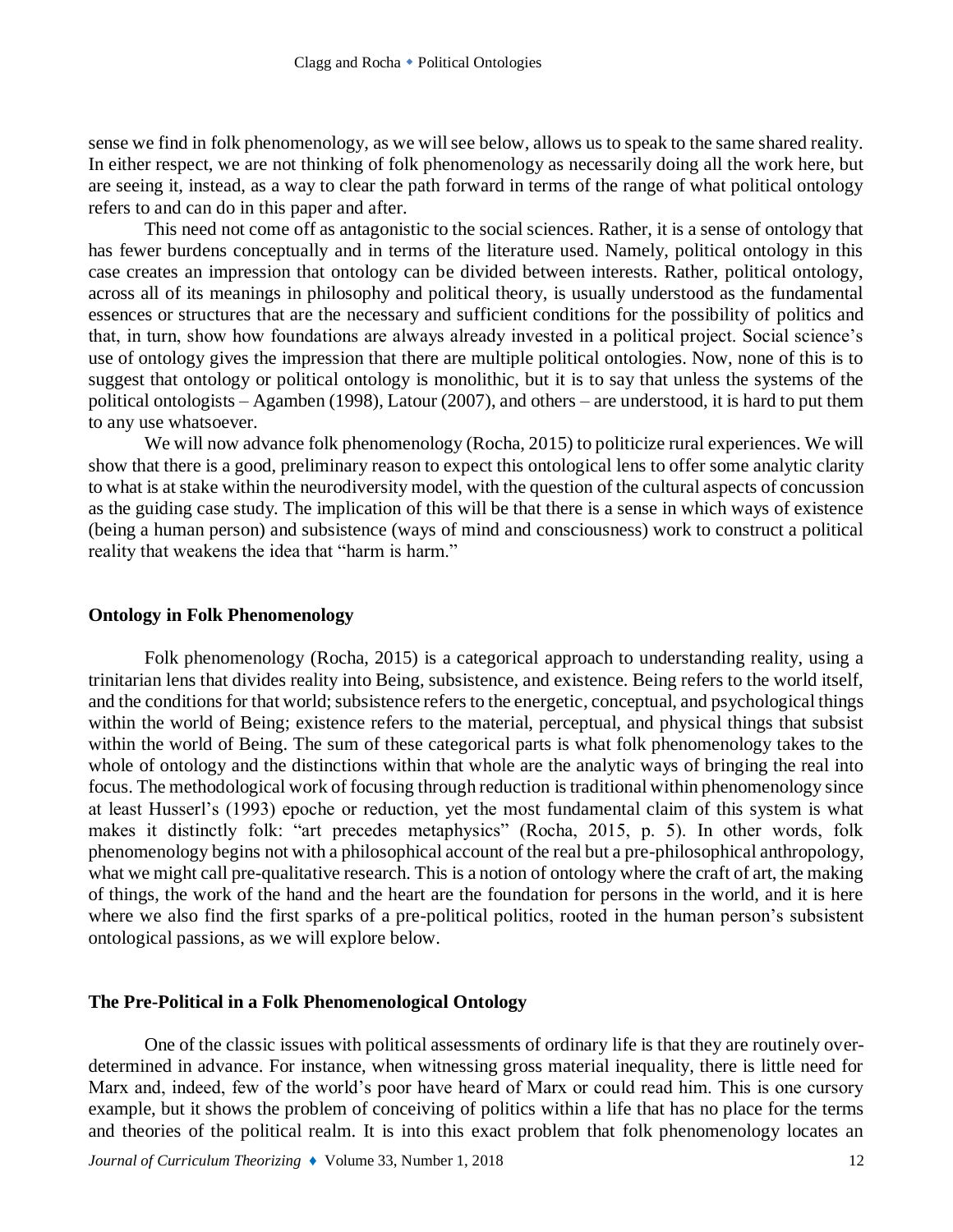sense we find in folk phenomenology, as we will see below, allows us to speak to the same shared reality. In either respect, we are not thinking of folk phenomenology as necessarily doing all the work here, but are seeing it, instead, as a way to clear the path forward in terms of the range of what political ontology refers to and can do in this paper and after.

This need not come off as antagonistic to the social sciences. Rather, it is a sense of ontology that has fewer burdens conceptually and in terms of the literature used. Namely, political ontology in this case creates an impression that ontology can be divided between interests. Rather, political ontology, across all of its meanings in philosophy and political theory, is usually understood as the fundamental essences or structures that are the necessary and sufficient conditions for the possibility of politics and that, in turn, show how foundations are always already invested in a political project. Social science's use of ontology gives the impression that there are multiple political ontologies. Now, none of this is to suggest that ontology or political ontology is monolithic, but it is to say that unless the systems of the political ontologists – Agamben (1998), Latour (2007), and others – are understood, it is hard to put them to any use whatsoever.

We will now advance folk phenomenology (Rocha, 2015) to politicize rural experiences. We will show that there is a good, preliminary reason to expect this ontological lens to offer some analytic clarity to what is at stake within the neurodiversity model, with the question of the cultural aspects of concussion as the guiding case study. The implication of this will be that there is a sense in which ways of existence (being a human person) and subsistence (ways of mind and consciousness) work to construct a political reality that weakens the idea that "harm is harm."

## Ontology in Folk Phenomenology

Folk phenomenology (Rocha, 2015) is a categorical approach to understanding reality, using a trinitarian lens that divides reality into Being, subsistence, and existence. Being refers to the world itself, and the conditions for that world; subsistence refers to the energetic, conceptual, and psychological things within the world of Being; existence refers to the material, perceptual, and physical things that subsist within the world of Being. The sum of these categorical parts is what folk phenomenology takes to the whole of ontology and the distinctions within that whole are the analytic ways of bringing the real into focus. The methodological work of focusing through reduction is traditional within phenomenology since at least Husserl's (1993) epoche or reduction, yet the most fundamental claim of this system is what makes it distinctly folk: "art precedes metaphysics" (Rocha, 2015, p. 5). In other words, folk phenomenology begins not with a philosophical account of the real but a pre-philosophical anthropology, what we might call pre-qualitative research. This is a notion of ontology where the craft of art, the making of things, the work of the hand and the heart are the foundation for persons in the world, and it is here where we also find the first sparks of a pre-political politics, rooted in the human person's subsistent ontological passions, as we will explore below.

## The Pre-Political in a Folk Phenomenological Ontology

One of the classic issues with political assessments of ordinary life is that they are routinely over-determined in advance. For instance, when witnessing gross material inequality, there is little need for Marx and, indeed, few of the world's poor have heard of Marx or could read him. This is one cursory example, but it shows the problem of conceiving of politics within a life that has no place for the terms and theories of the political realm. It is into this exact problem that folk phenomenology locates an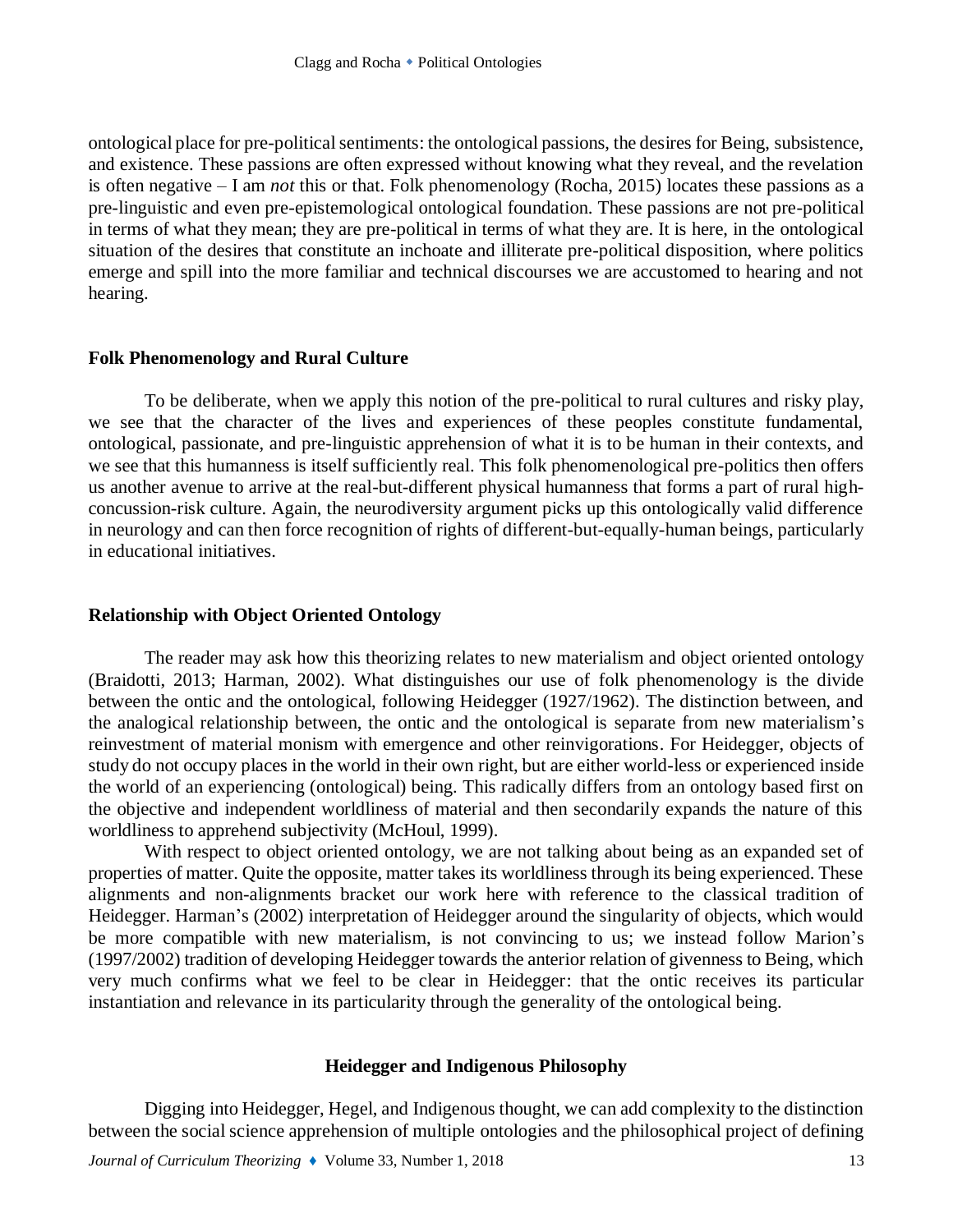ontological place for pre-political sentiments: the ontological passions, the desires for Being, subsistence, and existence. These passions are often expressed without knowing what they reveal, and the revelation is often negative – I am *not* this or that. Folk phenomenology (Rocha, 2015) locates these passions as a pre-linguistic and even pre-epistemological ontological foundation. These passions are not pre-political in terms of what they mean; they are pre-political in terms of what they are. It is here, in the ontological situation of the desires that constitute an inchoate and illiterate pre-political disposition, where politics emerge and spill into the more familiar and technical discourses we are accustomed to hearing and not hearing.

### Folk Phenomenology and Rural Culture

To be deliberate, when we apply this notion of the pre-political to rural cultures and risky play, we see that the character of the lives and experiences of these peoples constitute fundamental, ontological, passionate, and pre-linguistic apprehension of what it is to be human in their contexts, and we see that this humanness is itself sufficiently real. This folk phenomenological pre-politics then offers us another avenue to arrive at the real-but-different physical humanness that forms a part of rural high-concussion-risk culture. Again, the neurodiversity argument picks up this ontologically valid difference in neurology and can then force recognition of rights of different-but-equally-human beings, particularly in educational initiatives.

### Relationship with Object Oriented Ontology

The reader may ask how this theorizing relates to new materialism and object oriented ontology (Braidotti, 2013; Harman, 2002). What distinguishes our use of folk phenomenology is the divide between the ontic and the ontological, following Heidegger (1927/1962). The distinction between, and the analogical relationship between, the ontic and the ontological is separate from new materialism's reinvestment of material monism with emergence and other reinvigorations. For Heidegger, objects of study do not occupy places in the world in their own right, but are either world-less or experienced inside the world of an experiencing (ontological) being. This radically differs from an ontology based first on the objective and independent worldliness of material and then secondarily expands the nature of this worldliness to apprehend subjectivity (McHoul, 1999).

With respect to object oriented ontology, we are not talking about being as an expanded set of properties of matter. Quite the opposite, matter takes its worldliness through its being experienced. These alignments and non-alignments bracket our work here with reference to the classical tradition of Heidegger. Harman's (2002) interpretation of Heidegger around the singularity of objects, which would be more compatible with new materialism, is not convincing to us; we instead follow Marion's (1997/2002) tradition of developing Heidegger towards the anterior relation of givenness to Being, which very much confirms what we feel to be clear in Heidegger: that the ontic receives its particular instantiation and relevance in its particularity through the generality of the ontological being.

## Heidegger and Indigenous Philosophy

Digging into Heidegger, Hegel, and Indigenous thought, we can add complexity to the distinction between the social science apprehension of multiple ontologies and the philosophical project of defining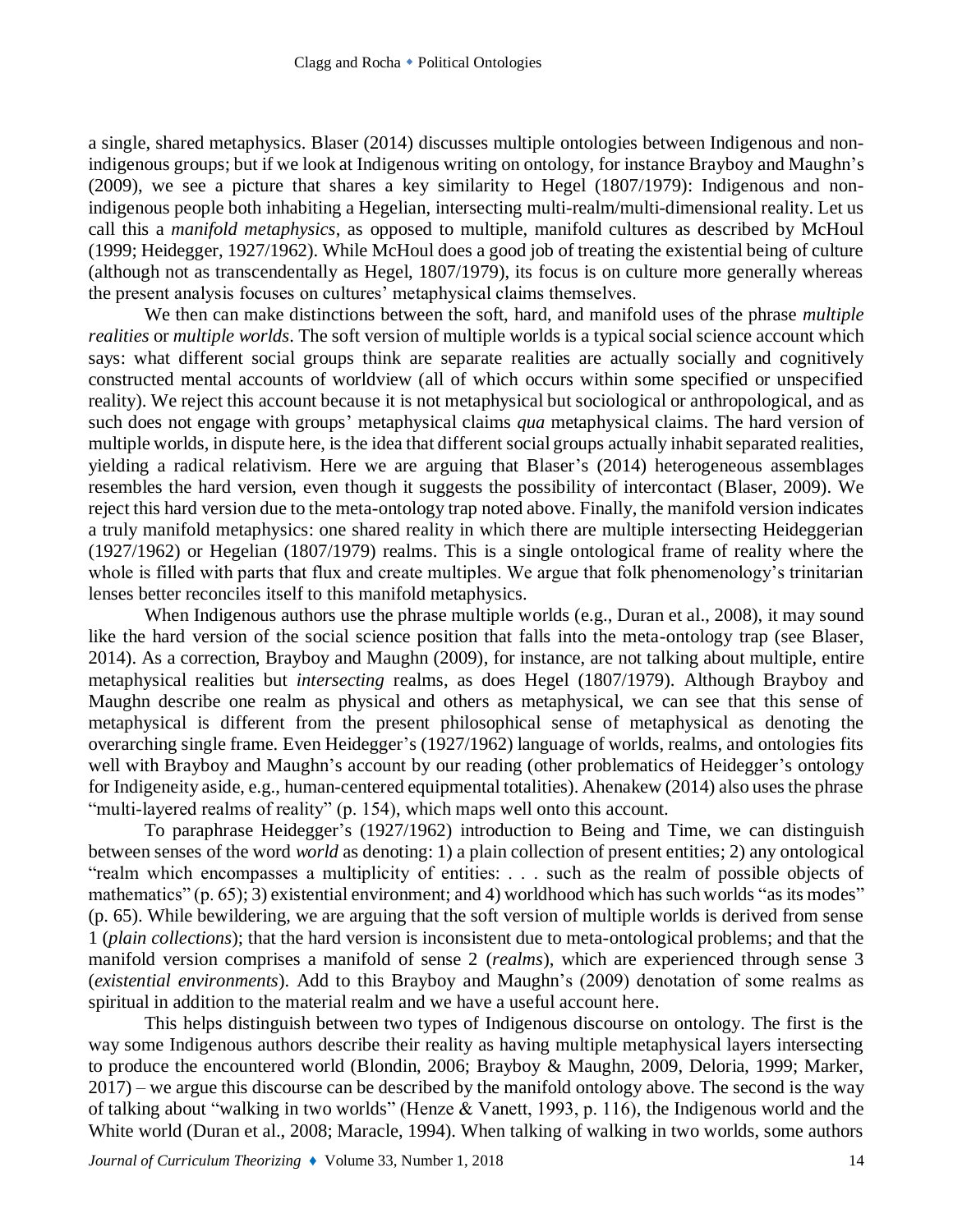a single, shared metaphysics. Blaser (2014) discusses multiple ontologies between Indigenous and non-indigenous groups; but if we look at Indigenous writing on ontology, for instance Brayboy and Maughn's (2009), we see a picture that shares a key similarity to Hegel (1807/1979): Indigenous and non-indigenous people both inhabiting a Hegelian, intersecting multi-realm/multi-dimensional reality. Let us call this a *manifold metaphysics*, as opposed to multiple, manifold cultures as described by McHoul (1999; Heidegger, 1927/1962). While McHoul does a good job of treating the existential being of culture (although not as transcendentally as Hegel, 1807/1979), its focus is on culture more generally whereas the present analysis focuses on cultures' metaphysical claims themselves.

We then can make distinctions between the soft, hard, and manifold uses of the phrase *multiple realities* or *multiple worlds*. The soft version of multiple worlds is a typical social science account which says: what different social groups think are separate realities are actually socially and cognitively constructed mental accounts of worldview (all of which occurs within some specified or unspecified reality). We reject this account because it is not metaphysical but sociological or anthropological, and as such does not engage with groups' metaphysical claims *qua* metaphysical claims. The hard version of multiple worlds, in dispute here, is the idea that different social groups actually inhabit separated realities, yielding a radical relativism. Here we are arguing that Blaser's (2014) heterogeneous assemblages resembles the hard version, even though it suggests the possibility of intercontact (Blaser, 2009). We reject this hard version due to the meta-ontology trap noted above. Finally, the manifold version indicates a truly manifold metaphysics: one shared reality in which there are multiple intersecting Heideggerian (1927/1962) or Hegelian (1807/1979) realms. This is a single ontological frame of reality where the whole is filled with parts that flux and create multiples. We argue that folk phenomenology's trinitarian lenses better reconciles itself to this manifold metaphysics.

When Indigenous authors use the phrase multiple worlds (e.g., Duran et al., 2008), it may sound like the hard version of the social science position that falls into the meta-ontology trap (see Blaser, 2014). As a correction, Brayboy and Maughn (2009), for instance, are not talking about multiple, entire metaphysical realities but *intersecting* realms, as does Hegel (1807/1979). Although Brayboy and Maughn describe one realm as physical and others as metaphysical, we can see that this sense of metaphysical is different from the present philosophical sense of metaphysical as denoting the overarching single frame. Even Heidegger's (1927/1962) language of worlds, realms, and ontologies fits well with Brayboy and Maughn's account by our reading (other problematics of Heidegger's ontology for Indigeneity aside, e.g., human-centered equipmental totalities). Ahenakew (2014) also uses the phrase "multi-layered realms of reality" (p. 154), which maps well onto this account.

To paraphrase Heidegger's (1927/1962) introduction to Being and Time, we can distinguish between senses of the word *world* as denoting: 1) a plain collection of present entities; 2) any ontological "realm which encompasses a multiplicity of entities: . . . such as the realm of possible objects of mathematics" (p. 65); 3) existential environment; and 4) worldhood which has such worlds "as its modes" (p. 65). While bewildering, we are arguing that the soft version of multiple worlds is derived from sense 1 (*plain collections*); that the hard version is inconsistent due to meta-ontological problems; and that the manifold version comprises a manifold of sense 2 (*realms*), which are experienced through sense 3 (*existential environments*). Add to this Brayboy and Maughn's (2009) denotation of some realms as spiritual in addition to the material realm and we have a useful account here.

This helps distinguish between two types of Indigenous discourse on ontology. The first is the way some Indigenous authors describe their reality as having multiple metaphysical layers intersecting to produce the encountered world (Blondin, 2006; Brayboy & Maughn, 2009, Deloria, 1999; Marker, 2017) – we argue this discourse can be described by the manifold ontology above. The second is the way of talking about "walking in two worlds" (Henze & Vanett, 1993, p. 116), the Indigenous world and the White world (Duran et al., 2008; Maracle, 1994). When talking of walking in two worlds, some authors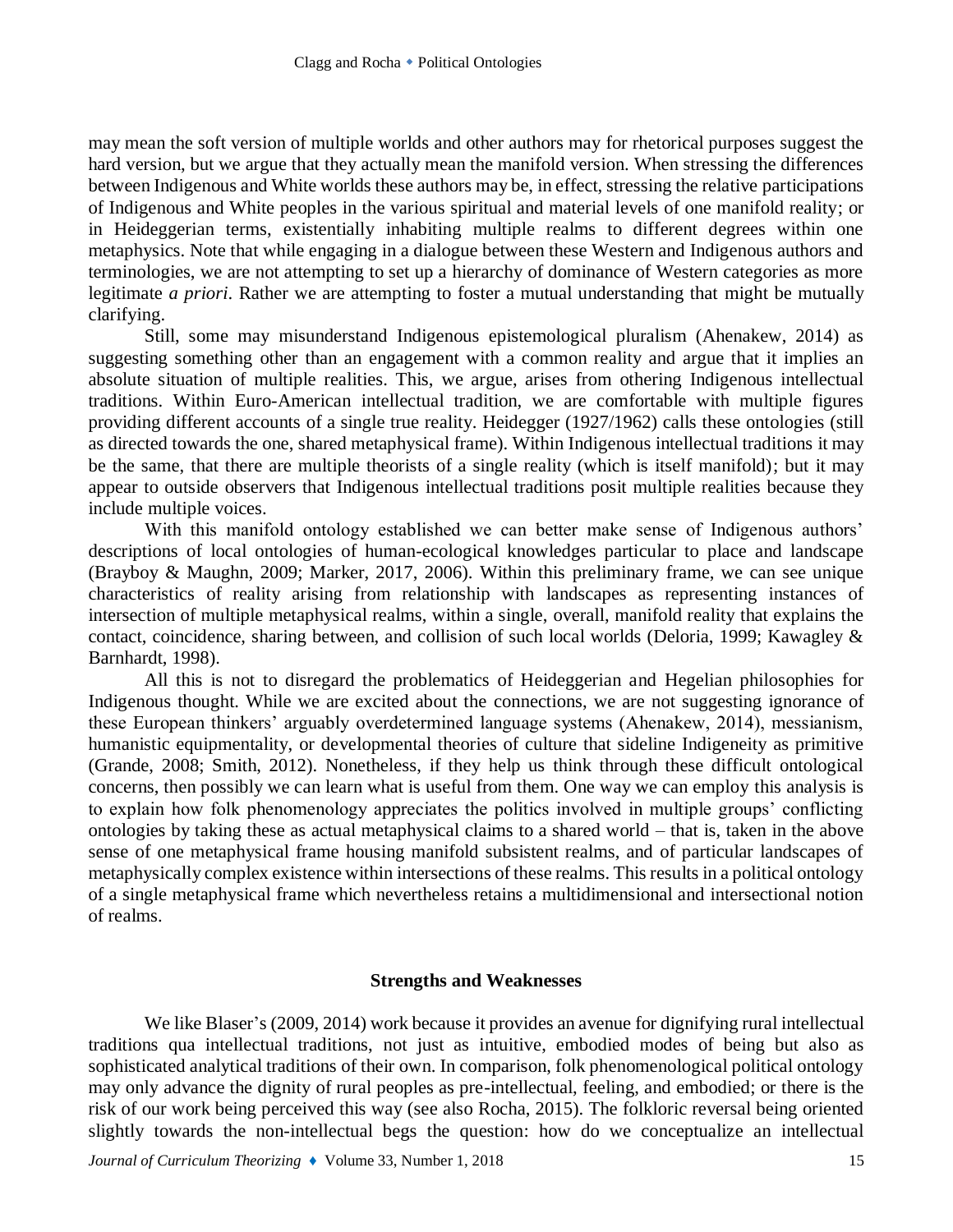may mean the soft version of multiple worlds and other authors may for rhetorical purposes suggest the hard version, but we argue that they actually mean the manifold version. When stressing the differences between Indigenous and White worlds these authors may be, in effect, stressing the relative participations of Indigenous and White peoples in the various spiritual and material levels of one manifold reality; or in Heideggerian terms, existentially inhabiting multiple realms to different degrees within one metaphysics. Note that while engaging in a dialogue between these Western and Indigenous authors and terminologies, we are not attempting to set up a hierarchy of dominance of Western categories as more legitimate *a priori*. Rather we are attempting to foster a mutual understanding that might be mutually clarifying.

Still, some may misunderstand Indigenous epistemological pluralism (Ahenakew, 2014) as suggesting something other than an engagement with a common reality and argue that it implies an absolute situation of multiple realities. This, we argue, arises from othering Indigenous intellectual traditions. Within Euro-American intellectual tradition, we are comfortable with multiple figures providing different accounts of a single true reality. Heidegger (1927/1962) calls these ontologies (still as directed towards the one, shared metaphysical frame). Within Indigenous intellectual traditions it may be the same, that there are multiple theorists of a single reality (which is itself manifold); but it may appear to outside observers that Indigenous intellectual traditions posit multiple realities because they include multiple voices.

With this manifold ontology established we can better make sense of Indigenous authors' descriptions of local ontologies of human-ecological knowledges particular to place and landscape (Brayboy & Maughn, 2009; Marker, 2017, 2006). Within this preliminary frame, we can see unique characteristics of reality arising from relationship with landscapes as representing instances of intersection of multiple metaphysical realms, within a single, overall, manifold reality that explains the contact, coincidence, sharing between, and collision of such local worlds (Deloria, 1999; Kawagley & Barnhardt, 1998).

All this is not to disregard the problematics of Heideggerian and Hegelian philosophies for Indigenous thought. While we are excited about the connections, we are not suggesting ignorance of these European thinkers' arguably overdetermined language systems (Ahenakew, 2014), messianism, humanistic equipmentality, or developmental theories of culture that sideline Indigeneity as primitive (Grande, 2008; Smith, 2012). Nonetheless, if they help us think through these difficult ontological concerns, then possibly we can learn what is useful from them. One way we can employ this analysis is to explain how folk phenomenology appreciates the politics involved in multiple groups' conflicting ontologies by taking these as actual metaphysical claims to a shared world – that is, taken in the above sense of one metaphysical frame housing manifold subsistent realms, and of particular landscapes of metaphysically complex existence within intersections of these realms. This results in a political ontology of a single metaphysical frame which nevertheless retains a multidimensional and intersectional notion of realms.

## Strengths and Weaknesses

We like Blaser's (2009, 2014) work because it provides an avenue for dignifying rural intellectual traditions qua intellectual traditions, not just as intuitive, embodied modes of being but also as sophisticated analytical traditions of their own. In comparison, folk phenomenological political ontology may only advance the dignity of rural peoples as pre-intellectual, feeling, and embodied; or there is the risk of our work being perceived this way (see also Rocha, 2015). The folkloric reversal being oriented slightly towards the non-intellectual begs the question: how do we conceptualize an intellectual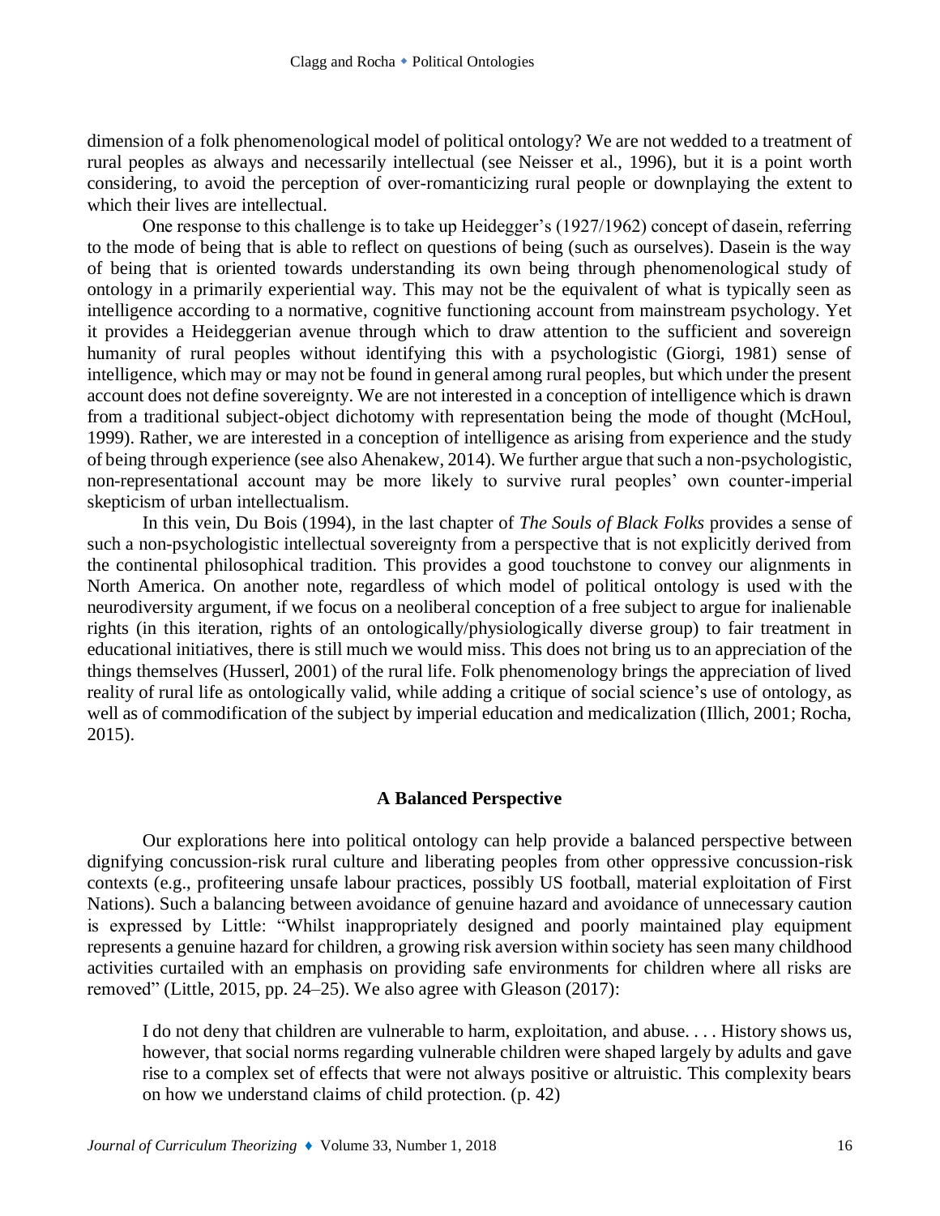dimension of a folk phenomenological model of political ontology? We are not wedded to a treatment of rural peoples as always and necessarily intellectual (see Neisser et al., 1996), but it is a point worth considering, to avoid the perception of over-romanticizing rural people or downplaying the extent to which their lives are intellectual.

One response to this challenge is to take up Heidegger's (1927/1962) concept of dasein, referring to the mode of being that is able to reflect on questions of being (such as ourselves). Dasein is the way of being that is oriented towards understanding its own being through phenomenological study of ontology in a primarily experiential way. This may not be the equivalent of what is typically seen as intelligence according to a normative, cognitive functioning account from mainstream psychology. Yet it provides a Heideggerian avenue through which to draw attention to the sufficient and sovereign humanity of rural peoples without identifying this with a psychologistic (Giorgi, 1981) sense of intelligence, which may or may not be found in general among rural peoples, but which under the present account does not define sovereignty. We are not interested in a conception of intelligence which is drawn from a traditional subject-object dichotomy with representation being the mode of thought (McHoul, 1999). Rather, we are interested in a conception of intelligence as arising from experience and the study of being through experience (see also Ahenakew, 2014). We further argue that such a non-psychologistic, non-representational account may be more likely to survive rural peoples' own counter-imperial skepticism of urban intellectualism.

In this vein, Du Bois (1994), in the last chapter of *The Souls of Black Folks* provides a sense of such a non-psychologistic intellectual sovereignty from a perspective that is not explicitly derived from the continental philosophical tradition. This provides a good touchstone to convey our alignments in North America. On another note, regardless of which model of political ontology is used with the neurodiversity argument, if we focus on a neoliberal conception of a free subject to argue for inalienable rights (in this iteration, rights of an ontologically/physiologically diverse group) to fair treatment in educational initiatives, there is still much we would miss. This does not bring us to an appreciation of the things themselves (Husserl, 2001) of the rural life. Folk phenomenology brings the appreciation of lived reality of rural life as ontologically valid, while adding a critique of social science's use of ontology, as well as of commodification of the subject by imperial education and medicalization (Illich, 2001; Rocha, 2015).

## A Balanced Perspective

Our explorations here into political ontology can help provide a balanced perspective between dignifying concussion-risk rural culture and liberating peoples from other oppressive concussion-risk contexts (e.g., profiteering unsafe labour practices, possibly US football, material exploitation of First Nations). Such a balancing between avoidance of genuine hazard and avoidance of unnecessary caution is expressed by Little: "Whilst inappropriately designed and poorly maintained play equipment represents a genuine hazard for children, a growing risk aversion within society has seen many childhood activities curtailed with an emphasis on providing safe environments for children where all risks are removed" (Little, 2015, pp. 24–25). We also agree with Gleason (2017):

> I do not deny that children are vulnerable to harm, exploitation, and abuse. . . . History shows us, however, that social norms regarding vulnerable children were shaped largely by adults and gave rise to a complex set of effects that were not always positive or altruistic. This complexity bears on how we understand claims of child protection. (p. 42)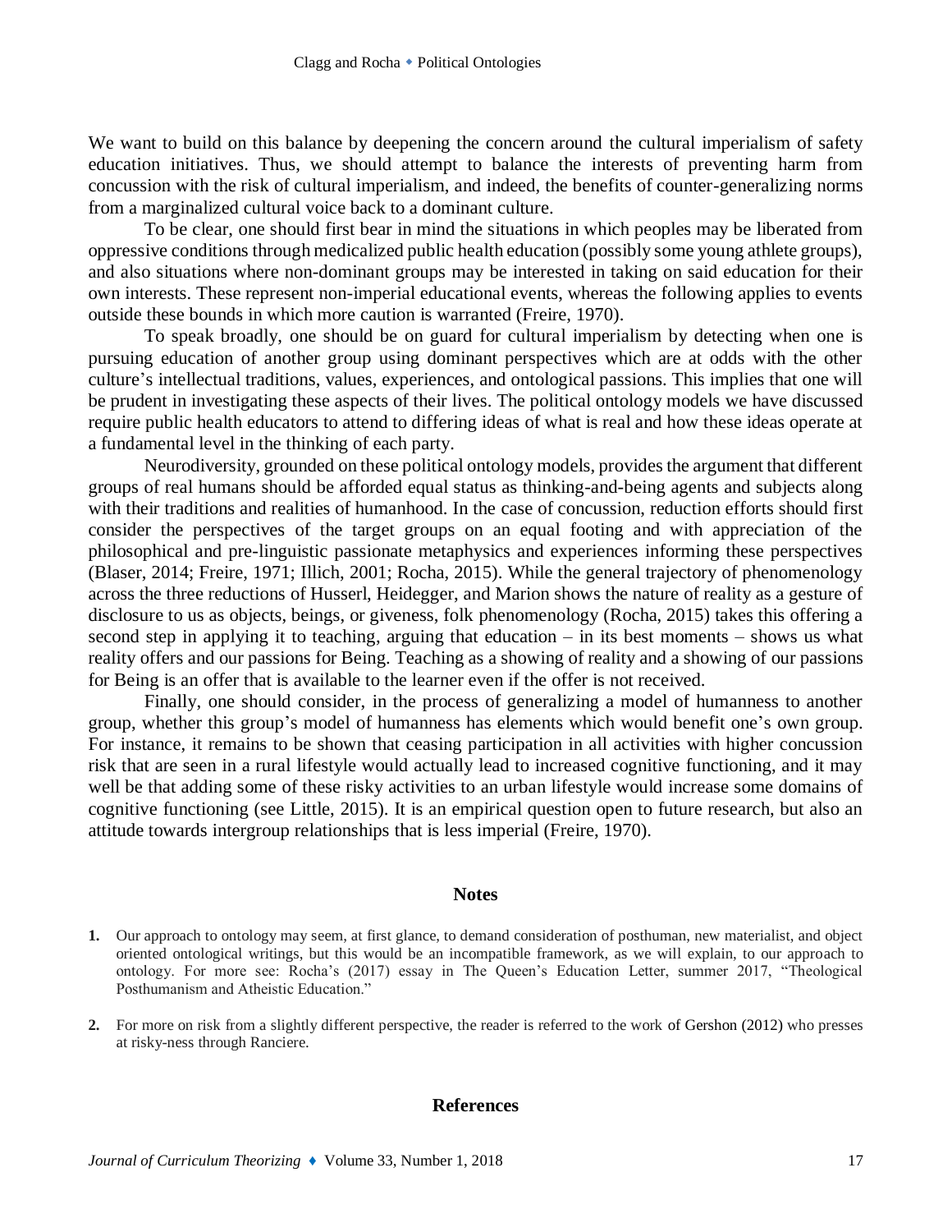We want to build on this balance by deepening the concern around the cultural imperialism of safety education initiatives. Thus, we should attempt to balance the interests of preventing harm from concussion with the risk of cultural imperialism, and indeed, the benefits of counter-generalizing norms from a marginalized cultural voice back to a dominant culture.

To be clear, one should first bear in mind the situations in which peoples may be liberated from oppressive conditions through medicalized public health education (possibly some young athlete groups), and also situations where non-dominant groups may be interested in taking on said education for their own interests. These represent non-imperial educational events, whereas the following applies to events outside these bounds in which more caution is warranted (Freire, 1970).

To speak broadly, one should be on guard for cultural imperialism by detecting when one is pursuing education of another group using dominant perspectives which are at odds with the other culture's intellectual traditions, values, experiences, and ontological passions. This implies that one will be prudent in investigating these aspects of their lives. The political ontology models we have discussed require public health educators to attend to differing ideas of what is real and how these ideas operate at a fundamental level in the thinking of each party.

Neurodiversity, grounded on these political ontology models, provides the argument that different groups of real humans should be afforded equal status as thinking-and-being agents and subjects along with their traditions and realities of humanhood. In the case of concussion, reduction efforts should first consider the perspectives of the target groups on an equal footing and with appreciation of the philosophical and pre-linguistic passionate metaphysics and experiences informing these perspectives (Blaser, 2014; Freire, 1971; Illich, 2001; Rocha, 2015). While the general trajectory of phenomenology across the three reductions of Husserl, Heidegger, and Marion shows the nature of reality as a gesture of disclosure to us as objects, beings, or giveness, folk phenomenology (Rocha, 2015) takes this offering a second step in applying it to teaching, arguing that education – in its best moments – shows us what reality offers and our passions for Being. Teaching as a showing of reality and a showing of our passions for Being is an offer that is available to the learner even if the offer is not received.

Finally, one should consider, in the process of generalizing a model of humanness to another group, whether this group's model of humanness has elements which would benefit one's own group. For instance, it remains to be shown that ceasing participation in all activities with higher concussion risk that are seen in a rural lifestyle would actually lead to increased cognitive functioning, and it may well be that adding some of these risky activities to an urban lifestyle would increase some domains of cognitive functioning (see Little, 2015). It is an empirical question open to future research, but also an attitude towards intergroup relationships that is less imperial (Freire, 1970).

## Notes

1. Our approach to ontology may seem, at first glance, to demand consideration of posthuman, new materialist, and object oriented ontological writings, but this would be an incompatible framework, as we will explain, to our approach to ontology. For more see: Rocha's (2017) essay in The Queen's Education Letter, summer 2017, "Theological Posthumanism and Atheistic Education."

2. For more on risk from a slightly different perspective, the reader is referred to the work of Gershon (2012) who presses at risky-ness through Ranciere.

## References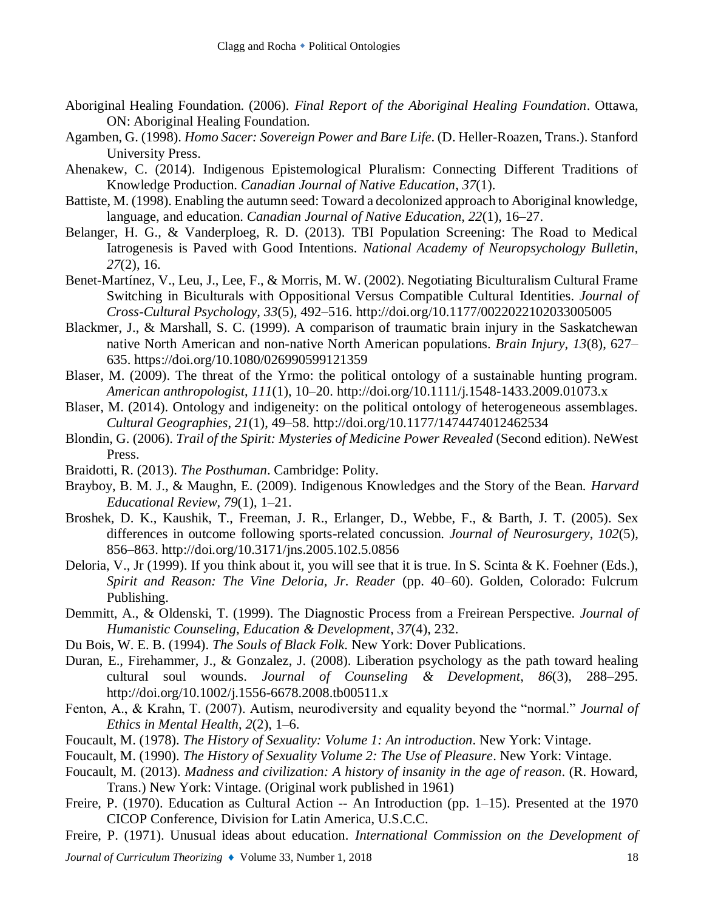Aboriginal Healing Foundation. (2006). *Final Report of the Aboriginal Healing Foundation*. Ottawa, ON: Aboriginal Healing Foundation.

Agamben, G. (1998). *Homo Sacer: Sovereign Power and Bare Life*. (D. Heller-Roazen, Trans.). Stanford University Press.

Ahenakew, C. (2014). Indigenous Epistemological Pluralism: Connecting Different Traditions of Knowledge Production. *Canadian Journal of Native Education*, *37*(1).

Battiste, M. (1998). Enabling the autumn seed: Toward a decolonized approach to Aboriginal knowledge, language, and education. *Canadian Journal of Native Education, 22*(1), 16–27.

Belanger, H. G., & Vanderploeg, R. D. (2013). TBI Population Screening: The Road to Medical Iatrogenesis is Paved with Good Intentions. *National Academy of Neuropsychology Bulletin*, *27*(2), 16.

Benet-Martínez, V., Leu, J., Lee, F., & Morris, M. W. (2002). Negotiating Biculturalism Cultural Frame Switching in Biculturals with Oppositional Versus Compatible Cultural Identities. *Journal of Cross-Cultural Psychology*, *33*(5), 492–516. http://doi.org/10.1177/0022022102033005005

Blackmer, J., & Marshall, S. C. (1999). A comparison of traumatic brain injury in the Saskatchewan native North American and non-native North American populations. *Brain Injury, 13*(8), 627–635. https://doi.org/10.1080/026990599121359

Blaser, M. (2009). The threat of the Yrmo: the political ontology of a sustainable hunting program. *American anthropologist*, *111*(1), 10–20. http://doi.org/10.1111/j.1548-1433.2009.01073.x

Blaser, M. (2014). Ontology and indigeneity: on the political ontology of heterogeneous assemblages. *Cultural Geographies*, *21*(1), 49–58. http://doi.org/10.1177/1474474012462534

Blondin, G. (2006). *Trail of the Spirit: Mysteries of Medicine Power Revealed* (Second edition). NeWest Press.

Braidotti, R. (2013). *The Posthuman*. Cambridge: Polity.

Brayboy, B. M. J., & Maughn, E. (2009). Indigenous Knowledges and the Story of the Bean. *Harvard Educational Review*, *79*(1), 1–21.

Broshek, D. K., Kaushik, T., Freeman, J. R., Erlanger, D., Webbe, F., & Barth, J. T. (2005). Sex differences in outcome following sports-related concussion. *Journal of Neurosurgery*, *102*(5), 856–863. http://doi.org/10.3171/jns.2005.102.5.0856

Deloria, V., Jr (1999). If you think about it, you will see that it is true. In S. Scinta & K. Foehner (Eds.), *Spirit and Reason: The Vine Deloria, Jr. Reader* (pp. 40–60). Golden, Colorado: Fulcrum Publishing.

Demmitt, A., & Oldenski, T. (1999). The Diagnostic Process from a Freirean Perspective. *Journal of Humanistic Counseling, Education & Development*, *37*(4), 232.

Du Bois, W. E. B. (1994). *The Souls of Black Folk*. New York: Dover Publications.

Duran, E., Firehammer, J., & Gonzalez, J. (2008). Liberation psychology as the path toward healing cultural soul wounds. *Journal of Counseling & Development*, *86*(3), 288–295. http://doi.org/10.1002/j.1556-6678.2008.tb00511.x

Fenton, A., & Krahn, T. (2007). Autism, neurodiversity and equality beyond the "normal." *Journal of Ethics in Mental Health*, *2*(2), 1–6.

Foucault, M. (1978). *The History of Sexuality: Volume 1: An introduction*. New York: Vintage.

Foucault, M. (1990). *The History of Sexuality Volume 2: The Use of Pleasure*. New York: Vintage.

Foucault, M. (2013). *Madness and civilization: A history of insanity in the age of reason*. (R. Howard, Trans.) New York: Vintage. (Original work published in 1961)

Freire, P. (1970). Education as Cultural Action -- An Introduction (pp. 1–15). Presented at the 1970 CICOP Conference, Division for Latin America, U.S.C.C.

Freire, P. (1971). Unusual ideas about education. *International Commission on the Development of*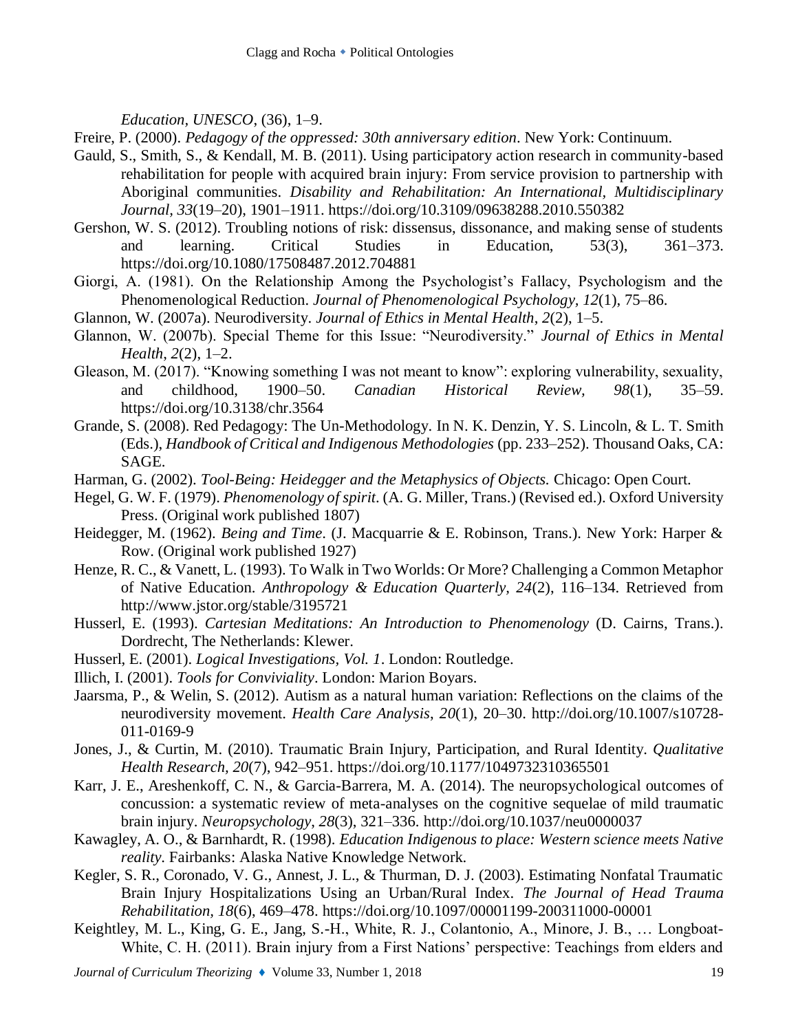*Education*, *UNESCO*, (36), 1–9.

Freire, P. (2000). *Pedagogy of the oppressed: 30th anniversary edition*. New York: Continuum.

Gauld, S., Smith, S., & Kendall, M. B. (2011). Using participatory action research in community-based rehabilitation for people with acquired brain injury: From service provision to partnership with Aboriginal communities. *Disability and Rehabilitation: An International, Multidisciplinary Journal*, *33*(19–20), 1901–1911. https://doi.org/10.3109/09638288.2010.550382

Gershon, W. S. (2012). Troubling notions of risk: dissensus, dissonance, and making sense of students and learning. Critical Studies in Education, 53(3), 361–373. https://doi.org/10.1080/17508487.2012.704881

Giorgi, A. (1981). On the Relationship Among the Psychologist's Fallacy, Psychologism and the Phenomenological Reduction. *Journal of Phenomenological Psychology, 12*(1), 75–86.

Glannon, W. (2007a). Neurodiversity. *Journal of Ethics in Mental Health*, *2*(2), 1–5.

Glannon, W. (2007b). Special Theme for this Issue: "Neurodiversity." *Journal of Ethics in Mental Health*, *2*(2), 1–2.

Gleason, M. (2017). "Knowing something I was not meant to know": exploring vulnerability, sexuality, and childhood, 1900–50. *Canadian Historical Review, 98*(1), 35–59. https://doi.org/10.3138/chr.3564

Grande, S. (2008). Red Pedagogy: The Un-Methodology. In N. K. Denzin, Y. S. Lincoln, & L. T. Smith (Eds.), *Handbook of Critical and Indigenous Methodologies* (pp. 233–252). Thousand Oaks, CA: SAGE.

Harman, G. (2002). *Tool-Being: Heidegger and the Metaphysics of Objects.* Chicago: Open Court.

Hegel, G. W. F. (1979). *Phenomenology of spirit*. (A. G. Miller, Trans.) (Revised ed.). Oxford University Press. (Original work published 1807)

Heidegger, M. (1962). *Being and Time*. (J. Macquarrie & E. Robinson, Trans.). New York: Harper & Row. (Original work published 1927)

Henze, R. C., & Vanett, L. (1993). To Walk in Two Worlds: Or More? Challenging a Common Metaphor of Native Education. *Anthropology & Education Quarterly, 24*(2), 116–134. Retrieved from http://www.jstor.org/stable/3195721

Husserl, E. (1993). *Cartesian Meditations: An Introduction to Phenomenology* (D. Cairns, Trans.). Dordrecht, The Netherlands: Klewer.

Husserl, E. (2001). *Logical Investigations, Vol. 1*. London: Routledge.

Illich, I. (2001). *Tools for Conviviality*. London: Marion Boyars.

Jaarsma, P., & Welin, S. (2012). Autism as a natural human variation: Reflections on the claims of the neurodiversity movement. *Health Care Analysis*, *20*(1), 20–30. http://doi.org/10.1007/s10728-011-0169-9

Jones, J., & Curtin, M. (2010). Traumatic Brain Injury, Participation, and Rural Identity. *Qualitative Health Research, 20*(7), 942–951. https://doi.org/10.1177/1049732310365501

Karr, J. E., Areshenkoff, C. N., & Garcia-Barrera, M. A. (2014). The neuropsychological outcomes of concussion: a systematic review of meta-analyses on the cognitive sequelae of mild traumatic brain injury. *Neuropsychology*, *28*(3), 321–336. http://doi.org/10.1037/neu0000037

Kawagley, A. O., & Barnhardt, R. (1998). *Education Indigenous to place: Western science meets Native reality*. Fairbanks: Alaska Native Knowledge Network.

Kegler, S. R., Coronado, V. G., Annest, J. L., & Thurman, D. J. (2003). Estimating Nonfatal Traumatic Brain Injury Hospitalizations Using an Urban/Rural Index. *The Journal of Head Trauma Rehabilitation, 18*(6), 469–478. https://doi.org/10.1097/00001199-200311000-00001

Keightley, M. L., King, G. E., Jang, S.-H., White, R. J., Colantonio, A., Minore, J. B., … Longboat-White, C. H. (2011). Brain injury from a First Nations' perspective: Teachings from elders and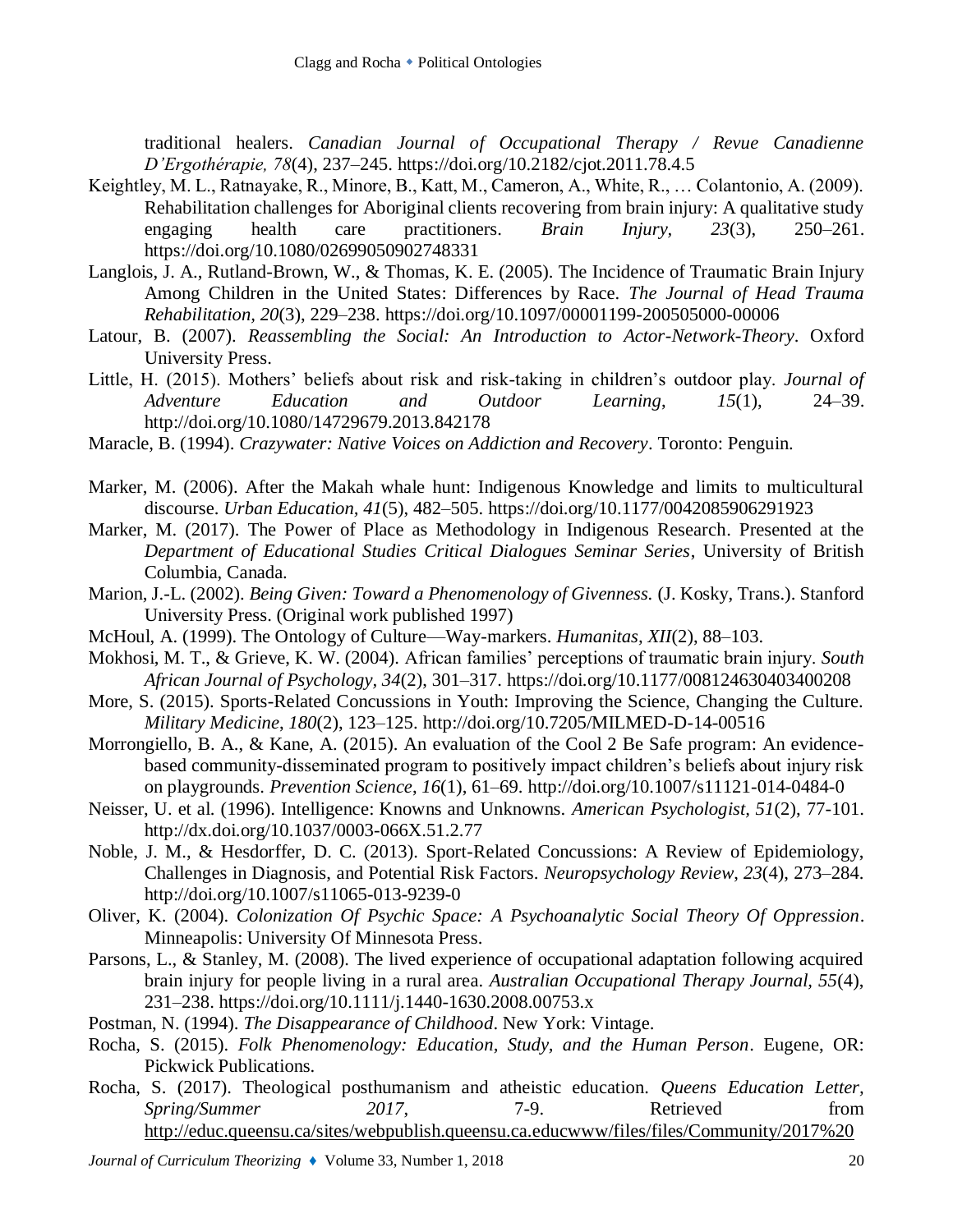traditional healers. *Canadian Journal of Occupational Therapy / Revue Canadienne D'Ergothérapie, 78*(4), 237–245. https://doi.org/10.2182/cjot.2011.78.4.5

Keightley, M. L., Ratnayake, R., Minore, B., Katt, M., Cameron, A., White, R., … Colantonio, A. (2009). Rehabilitation challenges for Aboriginal clients recovering from brain injury: A qualitative study engaging health care practitioners. *Brain Injury*, *23*(3), 250–261. https://doi.org/10.1080/02699050902748331

Langlois, J. A., Rutland-Brown, W., & Thomas, K. E. (2005). The Incidence of Traumatic Brain Injury Among Children in the United States: Differences by Race. *The Journal of Head Trauma Rehabilitation, 20*(3), 229–238. https://doi.org/10.1097/00001199-200505000-00006

Latour, B. (2007). *Reassembling the Social: An Introduction to Actor-Network-Theory*. Oxford University Press.

Little, H. (2015). Mothers' beliefs about risk and risk-taking in children's outdoor play. *Journal of Adventure Education and Outdoor Learning*, *15*(1), 24–39. http://doi.org/10.1080/14729679.2013.842178

Maracle, B. (1994). *Crazywater: Native Voices on Addiction and Recovery*. Toronto: Penguin.

Marker, M. (2006). After the Makah whale hunt: Indigenous Knowledge and limits to multicultural discourse. *Urban Education, 41*(5), 482–505. https://doi.org/10.1177/0042085906291923

Marker, M. (2017). The Power of Place as Methodology in Indigenous Research. Presented at the *Department of Educational Studies Critical Dialogues Seminar Series*, University of British Columbia, Canada.

Marion, J.-L. (2002). *Being Given: Toward a Phenomenology of Givenness.* (J. Kosky, Trans.). Stanford University Press. (Original work published 1997)

McHoul, A. (1999). The Ontology of Culture—Way-markers. *Humanitas, XII*(2), 88–103.

Mokhosi, M. T., & Grieve, K. W. (2004). African families' perceptions of traumatic brain injury. *South African Journal of Psychology*, *34*(2), 301–317. https://doi.org/10.1177/008124630403400208

More, S. (2015). Sports-Related Concussions in Youth: Improving the Science, Changing the Culture. *Military Medicine*, *180*(2), 123–125. http://doi.org/10.7205/MILMED-D-14-00516

Morrongiello, B. A., & Kane, A. (2015). An evaluation of the Cool 2 Be Safe program: An evidence-based community-disseminated program to positively impact children's beliefs about injury risk on playgrounds. *Prevention Science*, *16*(1), 61–69. http://doi.org/10.1007/s11121-014-0484-0

Neisser, U. et al. (1996). Intelligence: Knowns and Unknowns. *American Psychologist, 51*(2), 77-101. http://dx.doi.org/10.1037/0003-066X.51.2.77

Noble, J. M., & Hesdorffer, D. C. (2013). Sport-Related Concussions: A Review of Epidemiology, Challenges in Diagnosis, and Potential Risk Factors. *Neuropsychology Review*, *23*(4), 273–284. http://doi.org/10.1007/s11065-013-9239-0

Oliver, K. (2004). *Colonization Of Psychic Space: A Psychoanalytic Social Theory Of Oppression*. Minneapolis: University Of Minnesota Press.

Parsons, L., & Stanley, M. (2008). The lived experience of occupational adaptation following acquired brain injury for people living in a rural area. *Australian Occupational Therapy Journal*, *55*(4), 231–238. https://doi.org/10.1111/j.1440-1630.2008.00753.x

Postman, N. (1994). *The Disappearance of Childhood*. New York: Vintage.

Rocha, S. (2015). *Folk Phenomenology: Education, Study, and the Human Person*. Eugene, OR: Pickwick Publications.

Rocha, S. (2017). Theological posthumanism and atheistic education. *Queens Education Letter*, *Spring/Summer 2017*, 7-9. Retrieved from http://educ.queensu.ca/sites/webpublish.queensu.ca.educwww/files/files/Community/2017%20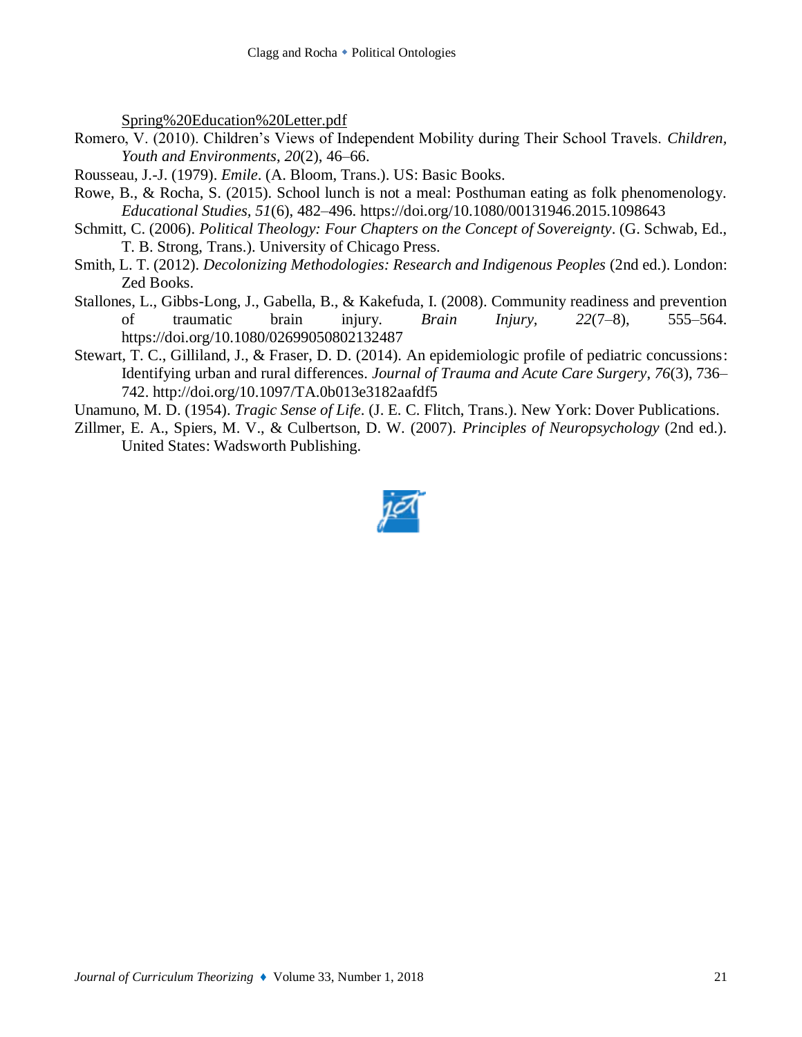Spring%20Education%20Letter.pdf

Romero, V. (2010). Children's Views of Independent Mobility during Their School Travels. *Children, Youth and Environments*, *20*(2), 46–66.

Rousseau, J.-J. (1979). *Emile*. (A. Bloom, Trans.). US: Basic Books.

Rowe, B., & Rocha, S. (2015). School lunch is not a meal: Posthuman eating as folk phenomenology. *Educational Studies, 51*(6), 482–496. https://doi.org/10.1080/00131946.2015.1098643

Schmitt, C. (2006). *Political Theology: Four Chapters on the Concept of Sovereignty*. (G. Schwab, Ed., T. B. Strong, Trans.). University of Chicago Press.

Smith, L. T. (2012). *Decolonizing Methodologies: Research and Indigenous Peoples* (2nd ed.). London: Zed Books.

Stallones, L., Gibbs-Long, J., Gabella, B., & Kakefuda, I. (2008). Community readiness and prevention of traumatic brain injury. *Brain Injury*, *22*(7–8), 555–564. https://doi.org/10.1080/02699050802132487

Stewart, T. C., Gilliland, J., & Fraser, D. D. (2014). An epidemiologic profile of pediatric concussions: Identifying urban and rural differences. *Journal of Trauma and Acute Care Surgery*, *76*(3), 736–742. http://doi.org/10.1097/TA.0b013e3182aafdf5

Unamuno, M. D. (1954). *Tragic Sense of Life*. (J. E. C. Flitch, Trans.). New York: Dover Publications.

Zillmer, E. A., Spiers, M. V., & Culbertson, D. W. (2007). *Principles of Neuropsychology* (2nd ed.). United States: Wadsworth Publishing.